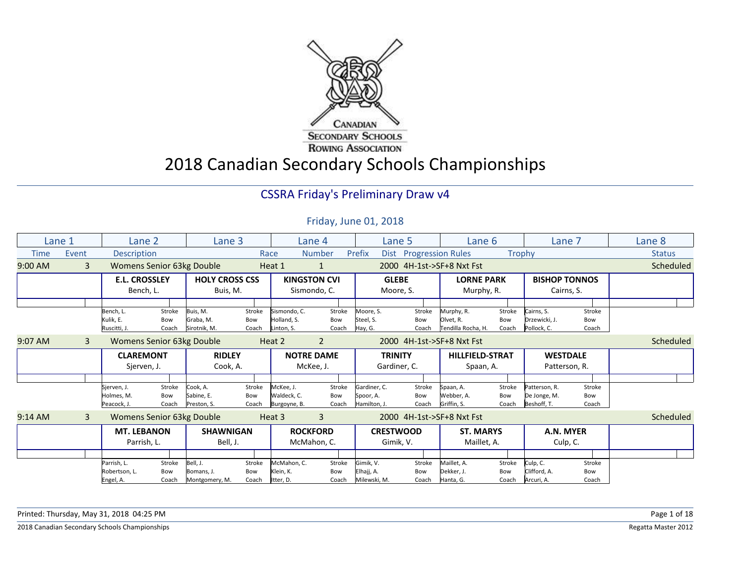CANADIAN SECONDARY SCHOOLS ROWING ASSOCIATION

# 2018 Canadian Secondary Schools Championships

## CSSRA Friday's Preliminary Draw v4

Friday, June 01, 2018

| Lane 1 | Lane 2 | Lane 3 | Lane 4 | Lane 5 | Lane 6 | Lane 7 | Lane 8 |
|---|---|---|---|---|---|---|---|
| Time / Event | Description | Race | Number / Prefix | Dist / Progression Rules | | Trophy | Status |

### 9:00 AM — Event 3 — Womens Senior 63kg Double — Heat 1 — Race 1 — 2000 — 4H-1st->SF+8 Nxt Fst — Scheduled

| Lane 1 | Lane 2 | Lane 3 | Lane 4 | Lane 5 | Lane 6 | Lane 7 | Lane 8 |
|---|---|---|---|---|---|---|---|
| | **E.L. CROSSLEY** | **HOLY CROSS CSS** | **KINGSTON CVI** | **GLEBE** | **LORNE PARK** | **BISHOP TONNOS** | |
| | Bench, L. | Buis, M. | Sismondo, C. | Moore, S. | Murphy, R. | Cairns, S. | |
| | Bench, L. (Stroke) | Buis, M. (Stroke) | Sismondo, C. (Stroke) | Moore, S. (Stroke) | Murphy, R. (Stroke) | Cairns, S. (Stroke) | |
| | Kulik, E. (Bow) | Graba, M. (Bow) | Holland, S. (Bow) | Steel, S. (Bow) | Olvet, R. (Bow) | Drzewicki, J. (Bow) | |
| | Ruscitti, J. (Coach) | Sirotnik, M. (Coach) | Linton, S. (Coach) | Hay, G. (Coach) | Tendilla Rocha, H. (Coach) | Pollock, C. (Coach) | |

### 9:07 AM — Event 3 — Womens Senior 63kg Double — Heat 2 — Race 2 — 2000 — 4H-1st->SF+8 Nxt Fst — Scheduled

| Lane 1 | Lane 2 | Lane 3 | Lane 4 | Lane 5 | Lane 6 | Lane 7 | Lane 8 |
|---|---|---|---|---|---|---|---|
| | **CLAREMONT** | **RIDLEY** | **NOTRE DAME** | **TRINITY** | **HILLFIELD-STRAT** | **WESTDALE** | |
| | Sjerven, J. | Cook, A. | McKee, J. | Gardiner, C. | Spaan, A. | Patterson, R. | |
| | Sjerven, J. (Stroke) | Cook, A. (Stroke) | McKee, J. (Stroke) | Gardiner, C. (Stroke) | Spaan, A. (Stroke) | Patterson, R. (Stroke) | |
| | Holmes, M. (Bow) | Sabine, E. (Bow) | Waldeck, C. (Bow) | Spoor, A. (Bow) | Webber, A. (Bow) | De Jonge, M. (Bow) | |
| | Peacock, J. (Coach) | Preston, S. (Coach) | Burgoyne, B. (Coach) | Hamilton, J. (Coach) | Griffin, S. (Coach) | Beshoff, T. (Coach) | |

### 9:14 AM — Event 3 — Womens Senior 63kg Double — Heat 3 — Race 3 — 2000 — 4H-1st->SF+8 Nxt Fst — Scheduled

| Lane 1 | Lane 2 | Lane 3 | Lane 4 | Lane 5 | Lane 6 | Lane 7 | Lane 8 |
|---|---|---|---|---|---|---|---|
| | **MT. LEBANON** | **SHAWNIGAN** | **ROCKFORD** | **CRESTWOOD** | **ST. MARYS** | **A.N. MYER** | |
| | Parrish, L. | Bell, J. | McMahon, C. | Gimik, V. | Maillet, A. | Culp, C. | |
| | Parrish, L. (Stroke) | Bell, J. (Stroke) | McMahon, C. (Stroke) | Gimik, V. (Stroke) | Maillet, A. (Stroke) | Culp, C. (Stroke) | |
| | Robertson, L. (Bow) | Bomans, J. (Bow) | Klein, K. (Bow) | Elhajj, A. (Bow) | Dekker, J. (Bow) | Clifford, A. (Bow) | |
| | Engel, A. (Coach) | Montgomery, M. (Coach) | Itter, D. (Coach) | Milewski, M. (Coach) | Hanta, G. (Coach) | Arcuri, A. (Coach) | |

Printed: Thursday, May 31, 2018 04:25 PM

2018 Canadian Secondary Schools Championships — Regatta Master 2012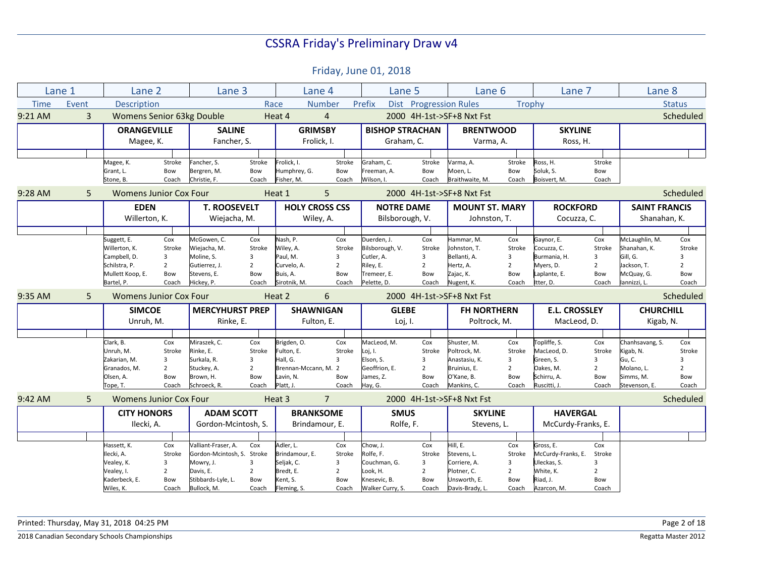# CSSRA Friday's Preliminary Draw v4

## Friday, June 01, 2018

| Lane 1 | Lane 2 | Lane 3 | Lane 4 | Lane 5 | Lane 6 | Lane 7 | Lane 8 |
|---|---|---|---|---|---|---|---|
| Time / Event | Description | Race | Number / Prefix | Dist / Progression Rules | | Trophy | Status |

### 9:21 AM — Event 3 — Womens Senior 63kg Double — Heat 4 — Race 4 — 2000 — 4H-1st->SF+8 Nxt Fst — Scheduled

| Lane 1 | Lane 2 | Lane 3 | Lane 4 | Lane 5 | Lane 6 | Lane 7 | Lane 8 |
|---|---|---|---|---|---|---|---|
| | **ORANGEVILLE** | **SALINE** | **GRIMSBY** | **BISHOP STRACHAN** | **BRENTWOOD** | **SKYLINE** | |
| | Magee, K. | Fancher, S. | Frolick, I. | Graham, C. | Varma, A. | Ross, H. | |
| Stroke | Magee, K. | Fancher, S. | Frolick, I. | Graham, C. | Varma, A. | Ross, H. | |
| Bow | Grant, L. | Bergren, M. | Humphrey, G. | Freeman, A. | Moen, L. | Soluk, S. | |
| Coach | Stone, B. | Christie, F. | Fisher, M. | Wilson, I. | Braithwaite, M. | Boisvert, M. | |

### 9:28 AM — Event 5 — Womens Junior Cox Four — Heat 1 — Race 5 — 2000 — 4H-1st->SF+8 Nxt Fst — Scheduled

| Lane 1 | Lane 2 | Lane 3 | Lane 4 | Lane 5 | Lane 6 | Lane 7 | Lane 8 |
|---|---|---|---|---|---|---|---|
| | **EDEN** | **T. ROOSEVELT** | **HOLY CROSS CSS** | **NOTRE DAME** | **MOUNT ST. MARY** | **ROCKFORD** | **SAINT FRANCIS** |
| | Willerton, K. | Wiejacha, M. | Wiley, A. | Bilsborough, V. | Johnston, T. | Cocuzza, C. | Shanahan, K. |
| Cox | Suggett, E. | McGowen, C. | Nash, P. | Duerden, J. | Hammar, M. | Gaynor, E. | McLaughlin, M. |
| Stroke | Willerton, K. | Wiejacha, M. | Wiley, A. | Bilsborough, V. | Johnston, T. | Cocuzza, C. | Shanahan, K. |
| 3 | Campbell, D. | Moline, S. | Paul, M. | Cutler, A. | Bellanti, A. | Burmania, H. | Gill, G. |
| 2 | Schilstra, P. | Gutierrez, J. | Curvelo, A. | Riley, E. | Hertz, A. | Myers, D. | Jackson, T. |
| Bow | Mullett Koop, E. | Stevens, E. | Buis, A. | Tremeer, E. | Zajac, K. | Laplante, E. | McQuay, G. |
| Coach | Bartel, P. | Hickey, P. | Sirotnik, M. | Pelette, D. | Nugent, K. | Itter, D. | Iannizzi, L. |

### 9:35 AM — Event 5 — Womens Junior Cox Four — Heat 2 — Race 6 — 2000 — 4H-1st->SF+8 Nxt Fst — Scheduled

| Lane 1 | Lane 2 | Lane 3 | Lane 4 | Lane 5 | Lane 6 | Lane 7 | Lane 8 |
|---|---|---|---|---|---|---|---|
| | **SIMCOE** | **MERCYHURST PREP** | **SHAWNIGAN** | **GLEBE** | **FH NORTHERN** | **E.L. CROSSLEY** | **CHURCHILL** |
| | Unruh, M. | Rinke, E. | Fulton, E. | Loj, I. | Poltrock, M. | MacLeod, D. | Kigab, N. |
| Cox | Clark, B. | Miraszek, C. | Brigden, O. | MacLeod, M. | Shuster, M. | Topliffe, S. | Chanhsavang, S. |
| Stroke | Unruh, M. | Rinke, E. | Fulton, E. | Loj, I. | Poltrock, M. | MacLeod, D. | Kigab, N. |
| 3 | Zakarian, M. | Surkala, R. | Hall, G. | Elson, S. | Anastasiu, K. | Green, S. | Gu, C. |
| 2 | Granados, M. | Stuckey, A. | Brennan-Mccann, M. | Geoffrion, E. | Bruinius, E. | Oakes, M. | Molano, L. |
| Bow | Olsen, A. | Brown, H. | Lavin, N. | James, Z. | O'Kane, B. | Schirru, A. | Simms, M. |
| Coach | Tope, T. | Schroeck, R. | Platt, J. | Hay, G. | Mankins, C. | Ruscitti, J. | Stevenson, E. |

### 9:42 AM — Event 5 — Womens Junior Cox Four — Heat 3 — Race 7 — 2000 — 4H-1st->SF+8 Nxt Fst — Scheduled

| Lane 1 | Lane 2 | Lane 3 | Lane 4 | Lane 5 | Lane 6 | Lane 7 | Lane 8 |
|---|---|---|---|---|---|---|---|
| | **CITY HONORS** | **ADAM SCOTT** | **BRANKSOME** | **SMUS** | **SKYLINE** | **HAVERGAL** | |
| | Ilecki, A. | Gordon-Mcintosh, S. | Brindamour, E. | Rolfe, F. | Stevens, L. | McCurdy-Franks, E. | |
| Cox | Hassett, K. | Valliant-Fraser, A. | Adler, L. | Chow, J. | Hill, E. | Gross, E. | |
| Stroke | Ilecki, A. | Gordon-Mcintosh, S. | Brindamour, E. | Rolfe, F. | Stevens, L. | McCurdy-Franks, E. | |
| 3 | Vealey, K. | Mowry, J. | Seljak, C. | Couchman, G. | Corriere, A. | Uleckas, S. | |
| 2 | Vealey, I. | Davis, E. | Bredt, E. | Look, H. | Plotner, C. | White, K. | |
| Bow | Kaderbeck, E. | Stibbards-Lyle, L. | Kent, S. | Knesevic, B. | Unsworth, E. | Riad, J. | |
| Coach | Wiles, K. | Bullock, M. | Fleming, S. | Walker Curry, S. | Davis-Brady, L. | Azarcon, M. | |

Printed: Thursday, May 31, 2018 04:25 PM

2018 Canadian Secondary Schools Championships — Regatta Master 2012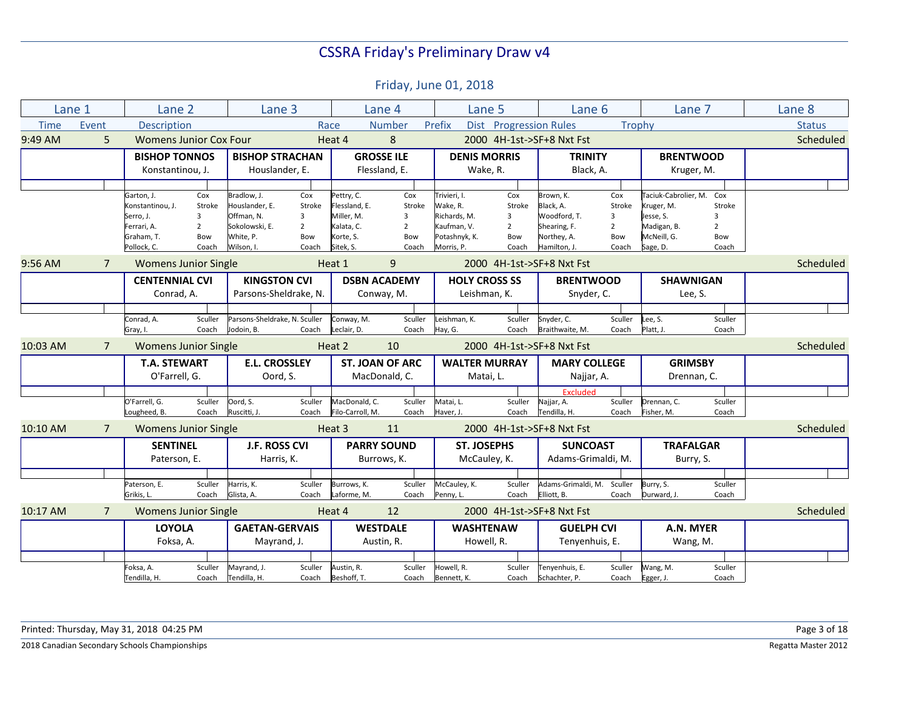# CSSRA Friday's Preliminary Draw v4

Friday, June 01, 2018

| Lane 1 | Lane 2 | Lane 3 | Lane 4 | Lane 5 | Lane 6 | Lane 7 | Lane 8 |
|---|---|---|---|---|---|---|---|
| Time / Event | Description | Race | Number / Prefix | Dist / Progression Rules | Trophy | | Status |

## 9:49 AM — Event 5 — Womens Junior Cox Four — Heat 4 — Race 8 — 2000 — 4H-1st->SF+8 Nxt Fst — Scheduled

| Lane 1 | Lane 2 | Lane 3 | Lane 4 | Lane 5 | Lane 6 | Lane 7 | Lane 8 |
|---|---|---|---|---|---|---|---|
| | **BISHOP TONNOS** Konstantinou, J. | **BISHOP STRACHAN** Houslander, E. | **GROSSE ILE** Flessland, E. | **DENIS MORRIS** Wake, R. | **TRINITY** Black, A. | **BRENTWOOD** Kruger, M. | |
| | Garton, J. (Cox) | Bradlow, J. (Cox) | Pettry, C. (Cox) | Trivieri, I. (Cox) | Brown, K. (Cox) | Taciuk-Cabrolier, M. (Cox) | |
| | Konstantinou, J. (Stroke) | Houslander, E. (Stroke) | Flessland, E. (Stroke) | Wake, R. (Stroke) | Black, A. (Stroke) | Kruger, M. (Stroke) | |
| | Serro, J. (3) | Offman, N. (3) | Miller, M. (3) | Richards, M. (3) | Woodford, T. (3) | Jesse, S. (3) | |
| | Ferrari, A. (2) | Sokolowski, E. (2) | Kalata, C. (2) | Kaufman, V. (2) | Shearing, F. (2) | Madigan, B. (2) | |
| | Graham, T. (Bow) | White, P. (Bow) | Korte, S. (Bow) | Potashnyk, K. (Bow) | Northey, A. (Bow) | McNeill, G. (Bow) | |
| | Pollock, C. (Coach) | Wilson, I. (Coach) | Sitek, S. (Coach) | Morris, P. (Coach) | Hamilton, J. (Coach) | Sage, D. (Coach) | |

## 9:56 AM — Event 7 — Womens Junior Single — Heat 1 — Race 9 — 2000 — 4H-1st->SF+8 Nxt Fst — Scheduled

| Lane 1 | Lane 2 | Lane 3 | Lane 4 | Lane 5 | Lane 6 | Lane 7 | Lane 8 |
|---|---|---|---|---|---|---|---|
| | **CENTENNIAL CVI** Conrad, A. | **KINGSTON CVI** Parsons-Sheldrake, N. | **DSBN ACADEMY** Conway, M. | **HOLY CROSS SS** Leishman, K. | **BRENTWOOD** Snyder, C. | **SHAWNIGAN** Lee, S. | |
| | Conrad, A. (Sculler) | Parsons-Sheldrake, N. (Sculler) | Conway, M. (Sculler) | Leishman, K. (Sculler) | Snyder, C. (Sculler) | Lee, S. (Sculler) | |
| | Gray, I. (Coach) | Jodoin, B. (Coach) | Leclair, D. (Coach) | Hay, G. (Coach) | Braithwaite, M. (Coach) | Platt, J. (Coach) | |

## 10:03 AM — Event 7 — Womens Junior Single — Heat 2 — Race 10 — 2000 — 4H-1st->SF+8 Nxt Fst — Scheduled

| Lane 1 | Lane 2 | Lane 3 | Lane 4 | Lane 5 | Lane 6 | Lane 7 | Lane 8 |
|---|---|---|---|---|---|---|---|
| | **T.A. STEWART** O'Farrell, G. | **E.L. CROSSLEY** Oord, S. | **ST. JOAN OF ARC** MacDonald, C. | **WALTER MURRAY** Matai, L. | **MARY COLLEGE** Najjar, A. Excluded | **GRIMSBY** Drennan, C. | |
| | O'Farrell, G. (Sculler) | Oord, S. (Sculler) | MacDonald, C. (Sculler) | Matai, L. (Sculler) | Najjar, A. (Sculler) | Drennan, C. (Sculler) | |
| | Lougheed, B. (Coach) | Ruscitti, J. (Coach) | Filo-Carroll, M. (Coach) | Haver, J. (Coach) | Tendilla, H. (Coach) | Fisher, M. (Coach) | |

## 10:10 AM — Event 7 — Womens Junior Single — Heat 3 — Race 11 — 2000 — 4H-1st->SF+8 Nxt Fst — Scheduled

| Lane 1 | Lane 2 | Lane 3 | Lane 4 | Lane 5 | Lane 6 | Lane 7 | Lane 8 |
|---|---|---|---|---|---|---|---|
| | **SENTINEL** Paterson, E. | **J.F. ROSS CVI** Harris, K. | **PARRY SOUND** Burrows, K. | **ST. JOSEPHS** McCauley, K. | **SUNCOAST** Adams-Grimaldi, M. | **TRAFALGAR** Burry, S. | |
| | Paterson, E. (Sculler) | Harris, K. (Sculler) | Burrows, K. (Sculler) | McCauley, K. (Sculler) | Adams-Grimaldi, M. (Sculler) | Burry, S. (Sculler) | |
| | Grikis, L. (Coach) | Glista, A. (Coach) | Laforme, M. (Coach) | Penny, L. (Coach) | Elliott, B. (Coach) | Durward, J. (Coach) | |

## 10:17 AM — Event 7 — Womens Junior Single — Heat 4 — Race 12 — 2000 — 4H-1st->SF+8 Nxt Fst — Scheduled

| Lane 1 | Lane 2 | Lane 3 | Lane 4 | Lane 5 | Lane 6 | Lane 7 | Lane 8 |
|---|---|---|---|---|---|---|---|
| | **LOYOLA** Foksa, A. | **GAETAN-GERVAIS** Mayrand, J. | **WESTDALE** Austin, R. | **WASHTENAW** Howell, R. | **GUELPH CVI** Tenyenhuis, E. | **A.N. MYER** Wang, M. | |
| | Foksa, A. (Sculler) | Mayrand, J. (Sculler) | Austin, R. (Sculler) | Howell, R. (Sculler) | Tenyenhuis, E. (Sculler) | Wang, M. (Sculler) | |
| | Tendilla, H. (Coach) | Tendilla, H. (Coach) | Beshoff, T. (Coach) | Bennett, K. (Coach) | Schachter, P. (Coach) | Egger, J. (Coach) | |

Printed: Thursday, May 31, 2018 04:25 PM

2018 Canadian Secondary Schools Championships — Regatta Master 2012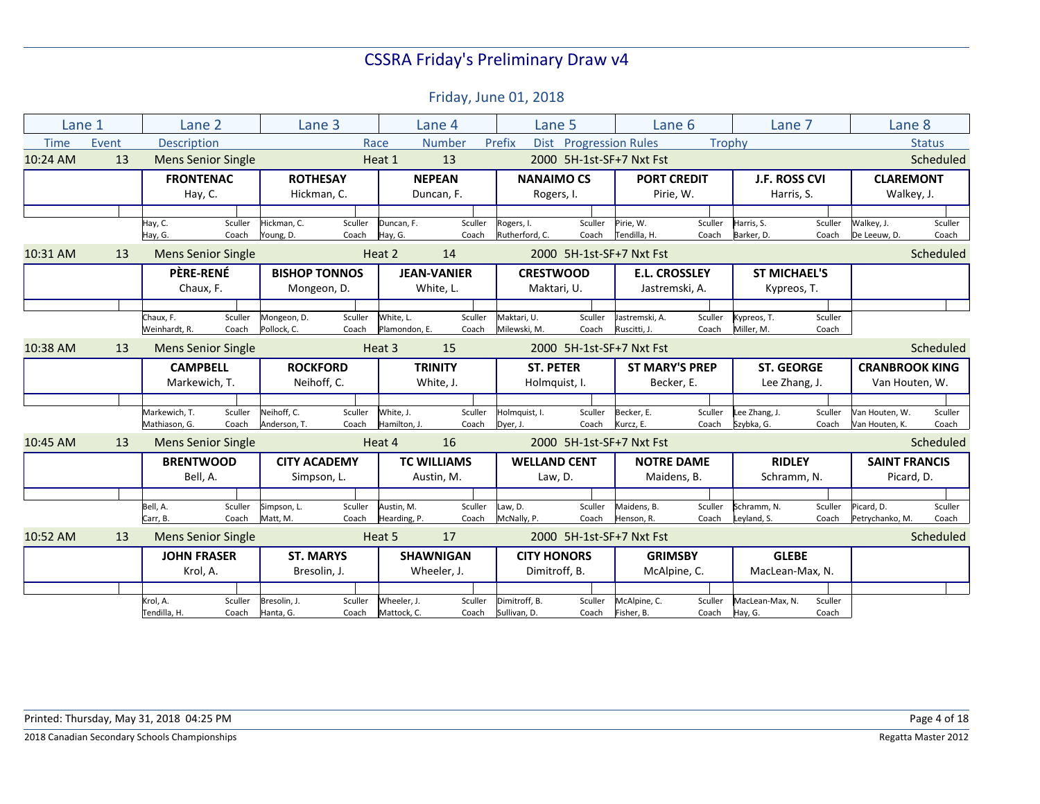# CSSRA Friday's Preliminary Draw v4

Friday, June 01, 2018

| Lane 1 | Lane 2 | Lane 3 | Lane 4 | Lane 5 | Lane 6 | Lane 7 | Lane 8 |
|---|---|---|---|---|---|---|---|
| Time / Event | Description | Race | Number / Prefix | Dist / Progression Rules | | Trophy | Status |

## 10:24 AM — Event 13 — Mens Senior Single — Heat 1 — 13 — 2000 5H-1st-SF+7 Nxt Fst — Scheduled

| Lane 1 | Lane 2 | Lane 3 | Lane 4 | Lane 5 | Lane 6 | Lane 7 | Lane 8 |
|---|---|---|---|---|---|---|---|
| | **FRONTENAC** | **ROTHESAY** | **NEPEAN** | **NANAIMO CS** | **PORT CREDIT** | **J.F. ROSS CVI** | **CLAREMONT** |
| | Hay, C. | Hickman, C. | Duncan, F. | Rogers, I. | Pirie, W. | Harris, S. | Walkey, J. |
| | Hay, C. Sculler | Hickman, C. Sculler | Duncan, F. Sculler | Rogers, I. Sculler | Pirie, W. Sculler | Harris, S. Sculler | Walkey, J. Sculler |
| | Hay, G. Coach | Young, D. Coach | Hay, G. Coach | Rutherford, C. Coach | Tendilla, H. Coach | Barker, D. Coach | De Leeuw, D. Coach |

## 10:31 AM — Event 13 — Mens Senior Single — Heat 2 — 14 — 2000 5H-1st-SF+7 Nxt Fst — Scheduled

| Lane 1 | Lane 2 | Lane 3 | Lane 4 | Lane 5 | Lane 6 | Lane 7 | Lane 8 |
|---|---|---|---|---|---|---|---|
| | **PÈRE-RENÉ** | **BISHOP TONNOS** | **JEAN-VANIER** | **CRESTWOOD** | **E.L. CROSSLEY** | **ST MICHAEL'S** | |
| | Chaux, F. | Mongeon, D. | White, L. | Maktari, U. | Jastremski, A. | Kypreos, T. | |
| | Chaux, F. Sculler | Mongeon, D. Sculler | White, L. Sculler | Maktari, U. Sculler | Jastremski, A. Sculler | Kypreos, T. Sculler | |
| | Weinhardt, R. Coach | Pollock, C. Coach | Plamondon, E. Coach | Milewski, M. Coach | Ruscitti, J. Coach | Miller, M. Coach | |

## 10:38 AM — Event 13 — Mens Senior Single — Heat 3 — 15 — 2000 5H-1st-SF+7 Nxt Fst — Scheduled

| Lane 1 | Lane 2 | Lane 3 | Lane 4 | Lane 5 | Lane 6 | Lane 7 | Lane 8 |
|---|---|---|---|---|---|---|---|
| | **CAMPBELL** | **ROCKFORD** | **TRINITY** | **ST. PETER** | **ST MARY'S PREP** | **ST. GEORGE** | **CRANBROOK KING** |
| | Markewich, T. | Neihoff, C. | White, J. | Holmquist, I. | Becker, E. | Lee Zhang, J. | Van Houten, W. |
| | Markewich, T. Sculler | Neihoff, C. Sculler | White, J. Sculler | Holmquist, I. Sculler | Becker, E. Sculler | Lee Zhang, J. Sculler | Van Houten, W. Sculler |
| | Mathiason, G. Coach | Anderson, T. Coach | Hamilton, J. Coach | Dyer, J. Coach | Kurcz, E. Coach | Szybka, G. Coach | Van Houten, K. Coach |

## 10:45 AM — Event 13 — Mens Senior Single — Heat 4 — 16 — 2000 5H-1st-SF+7 Nxt Fst — Scheduled

| Lane 1 | Lane 2 | Lane 3 | Lane 4 | Lane 5 | Lane 6 | Lane 7 | Lane 8 |
|---|---|---|---|---|---|---|---|
| | **BRENTWOOD** | **CITY ACADEMY** | **TC WILLIAMS** | **WELLAND CENT** | **NOTRE DAME** | **RIDLEY** | **SAINT FRANCIS** |
| | Bell, A. | Simpson, L. | Austin, M. | Law, D. | Maidens, B. | Schramm, N. | Picard, D. |
| | Bell, A. Sculler | Simpson, L. Sculler | Austin, M. Sculler | Law, D. Sculler | Maidens, B. Sculler | Schramm, N. Sculler | Picard, D. Sculler |
| | Carr, B. Coach | Matt, M. Coach | Hearding, P. Coach | McNally, P. Coach | Henson, R. Coach | Leyland, S. Coach | Petrychanko, M. Coach |

## 10:52 AM — Event 13 — Mens Senior Single — Heat 5 — 17 — 2000 5H-1st-SF+7 Nxt Fst — Scheduled

| Lane 1 | Lane 2 | Lane 3 | Lane 4 | Lane 5 | Lane 6 | Lane 7 | Lane 8 |
|---|---|---|---|---|---|---|---|
| | **JOHN FRASER** | **ST. MARYS** | **SHAWNIGAN** | **CITY HONORS** | **GRIMSBY** | **GLEBE** | |
| | Krol, A. | Bresolin, J. | Wheeler, J. | Dimitroff, B. | McAlpine, C. | MacLean-Max, N. | |
| | Krol, A. Sculler | Bresolin, J. Sculler | Wheeler, J. Sculler | Dimitroff, B. Sculler | McAlpine, C. Sculler | MacLean-Max, N. Sculler | |
| | Tendilla, H. Coach | Hanta, G. Coach | Mattock, C. Coach | Sullivan, D. Coach | Fisher, B. Coach | Hay, G. Coach | |

Printed: Thursday, May 31, 2018 04:25 PM

2018 Canadian Secondary Schools Championships — Regatta Master 2012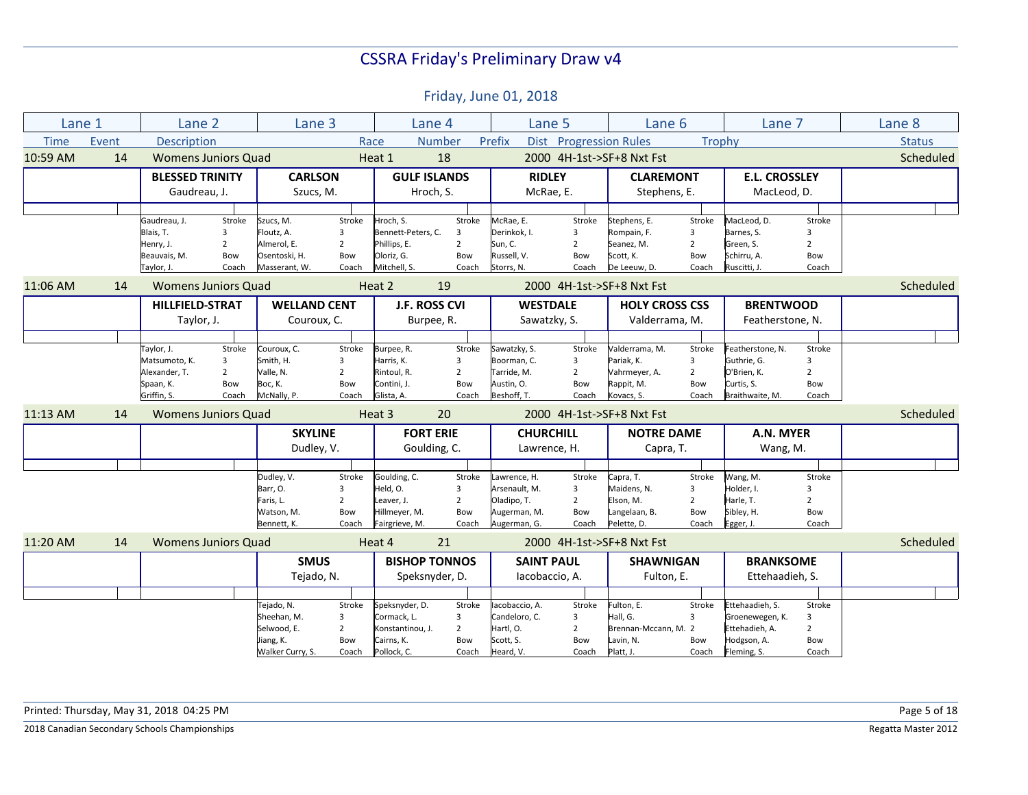# CSSRA Friday's Preliminary Draw v4

Friday, June 01, 2018

| Lane 1 | Lane 2 | Lane 3 | Lane 4 | Lane 5 | Lane 6 | Lane 7 | Lane 8 |
|---|---|---|---|---|---|---|---|
| Time / Event | Description | | Race / Number | Prefix / Dist / Progression Rules | | Trophy | Status |

## 10:59 AM — Event 14 — Womens Juniors Quad — Heat 1 — Race 18 — 2000 — 4H-1st->SF+8 Nxt Fst — Scheduled

| Lane 1 | Lane 2 | Lane 3 | Lane 4 | Lane 5 | Lane 6 | Lane 7 | Lane 8 |
|---|---|---|---|---|---|---|---|
| | **BLESSED TRINITY** | **CARLSON** | **GULF ISLANDS** | **RIDLEY** | **CLAREMONT** | **E.L. CROSSLEY** | |
| | Gaudreau, J. | Szucs, M. | Hroch, S. | McRae, E. | Stephens, E. | MacLeod, D. | |
| | Gaudreau, J. — Stroke | Szucs, M. — Stroke | Hroch, S. — Stroke | McRae, E. — Stroke | Stephens, E. — Stroke | MacLeod, D. — Stroke | |
| | Blais, T. — 3 | Floutz, A. — 3 | Bennett-Peters, C. — 3 | Derinkok, I. — 3 | Rompain, F. — 3 | Barnes, S. — 3 | |
| | Henry, J. — 2 | Almerol, E. — 2 | Phillips, E. — 2 | Sun, C. — 2 | Seanez, M. — 2 | Green, S. — 2 | |
| | Beauvais, M. — Bow | Osentoski, H. — Bow | Oloriz, G. — Bow | Russell, V. — Bow | Scott, K. — Bow | Schirru, A. — Bow | |
| | Taylor, J. — Coach | Masserant, W. — Coach | Mitchell, S. — Coach | Storrs, N. — Coach | De Leeuw, D. — Coach | Ruscitti, J. — Coach | |

## 11:06 AM — Event 14 — Womens Juniors Quad — Heat 2 — Race 19 — 2000 — 4H-1st->SF+8 Nxt Fst — Scheduled

| Lane 1 | Lane 2 | Lane 3 | Lane 4 | Lane 5 | Lane 6 | Lane 7 | Lane 8 |
|---|---|---|---|---|---|---|---|
| | **HILLFIELD-STRAT** | **WELLAND CENT** | **J.F. ROSS CVI** | **WESTDALE** | **HOLY CROSS CSS** | **BRENTWOOD** | |
| | Taylor, J. | Couroux, C. | Burpee, R. | Sawatzky, S. | Valderrama, M. | Featherstone, N. | |
| | Taylor, J. — Stroke | Couroux, C. — Stroke | Burpee, R. — Stroke | Sawatzky, S. — Stroke | Valderrama, M. — Stroke | Featherstone, N. — Stroke | |
| | Matsumoto, K. — 3 | Smith, H. — 3 | Harris, K. — 3 | Boorman, C. — 3 | Pariak, K. — 3 | Guthrie, G. — 3 | |
| | Alexander, T. — 2 | Valle, N. — 2 | Rintoul, R. — 2 | Tarride, M. — 2 | Vahrmeyer, A. — 2 | O'Brien, K. — 2 | |
| | Spaan, K. — Bow | Boc, K. — Bow | Contini, J. — Bow | Austin, O. — Bow | Rappit, M. — Bow | Curtis, S. — Bow | |
| | Griffin, S. — Coach | McNally, P. — Coach | Glista, A. — Coach | Beshoff, T. — Coach | Kovacs, S. — Coach | Braithwaite, M. — Coach | |

## 11:13 AM — Event 14 — Womens Juniors Quad — Heat 3 — Race 20 — 2000 — 4H-1st->SF+8 Nxt Fst — Scheduled

| Lane 1 | Lane 2 | Lane 3 | Lane 4 | Lane 5 | Lane 6 | Lane 7 | Lane 8 |
|---|---|---|---|---|---|---|---|
| | | **SKYLINE** | **FORT ERIE** | **CHURCHILL** | **NOTRE DAME** | **A.N. MYER** | |
| | | Dudley, V. | Goulding, C. | Lawrence, H. | Capra, T. | Wang, M. | |
| | | Dudley, V. — Stroke | Goulding, C. — Stroke | Lawrence, H. — Stroke | Capra, T. — Stroke | Wang, M. — Stroke | |
| | | Barr, O. — 3 | Held, O. — 3 | Arsenault, M. — 3 | Maidens, N. — 3 | Holder, I. — 3 | |
| | | Faris, L. — 2 | Leaver, J. — 2 | Oladipo, T. — 2 | Elson, M. — 2 | Harle, T. — 2 | |
| | | Watson, M. — Bow | Hillmeyer, M. — Bow | Augerman, M. — Bow | Langelaan, B. — Bow | Sibley, H. — Bow | |
| | | Bennett, K. — Coach | Fairgrieve, M. — Coach | Augerman, G. — Coach | Pelette, D. — Coach | Egger, J. — Coach | |

## 11:20 AM — Event 14 — Womens Juniors Quad — Heat 4 — Race 21 — 2000 — 4H-1st->SF+8 Nxt Fst — Scheduled

| Lane 1 | Lane 2 | Lane 3 | Lane 4 | Lane 5 | Lane 6 | Lane 7 | Lane 8 |
|---|---|---|---|---|---|---|---|
| | | **SMUS** | **BISHOP TONNOS** | **SAINT PAUL** | **SHAWNIGAN** | **BRANKSOME** | |
| | | Tejado, N. | Speksnyder, D. | Iacobaccio, A. | Fulton, E. | Ettehaadieh, S. | |
| | | Tejado, N. — Stroke | Speksnyder, D. — Stroke | Iacobaccio, A. — Stroke | Fulton, E. — Stroke | Ettehaadieh, S. — Stroke | |
| | | Sheehan, M. — 3 | Cormack, L. — 3 | Candeloro, C. — 3 | Hall, G. — 3 | Groenewegen, K. — 3 | |
| | | Selwood, E. — 2 | Konstantinou, J. — 2 | Hartl, O. — 2 | Brennan-Mccann, M. — 2 | Ettehadieh, A. — 2 | |
| | | Jiang, K. — Bow | Cairns, K. — Bow | Scott, S. — Bow | Lavin, N. — Bow | Hodgson, A. — Bow | |
| | | Walker Curry, S. — Coach | Pollock, C. — Coach | Heard, V. — Coach | Platt, J. — Coach | Fleming, S. — Coach | |

Printed: Thursday, May 31, 2018 04:25 PM

2018 Canadian Secondary Schools Championships — Regatta Master 2012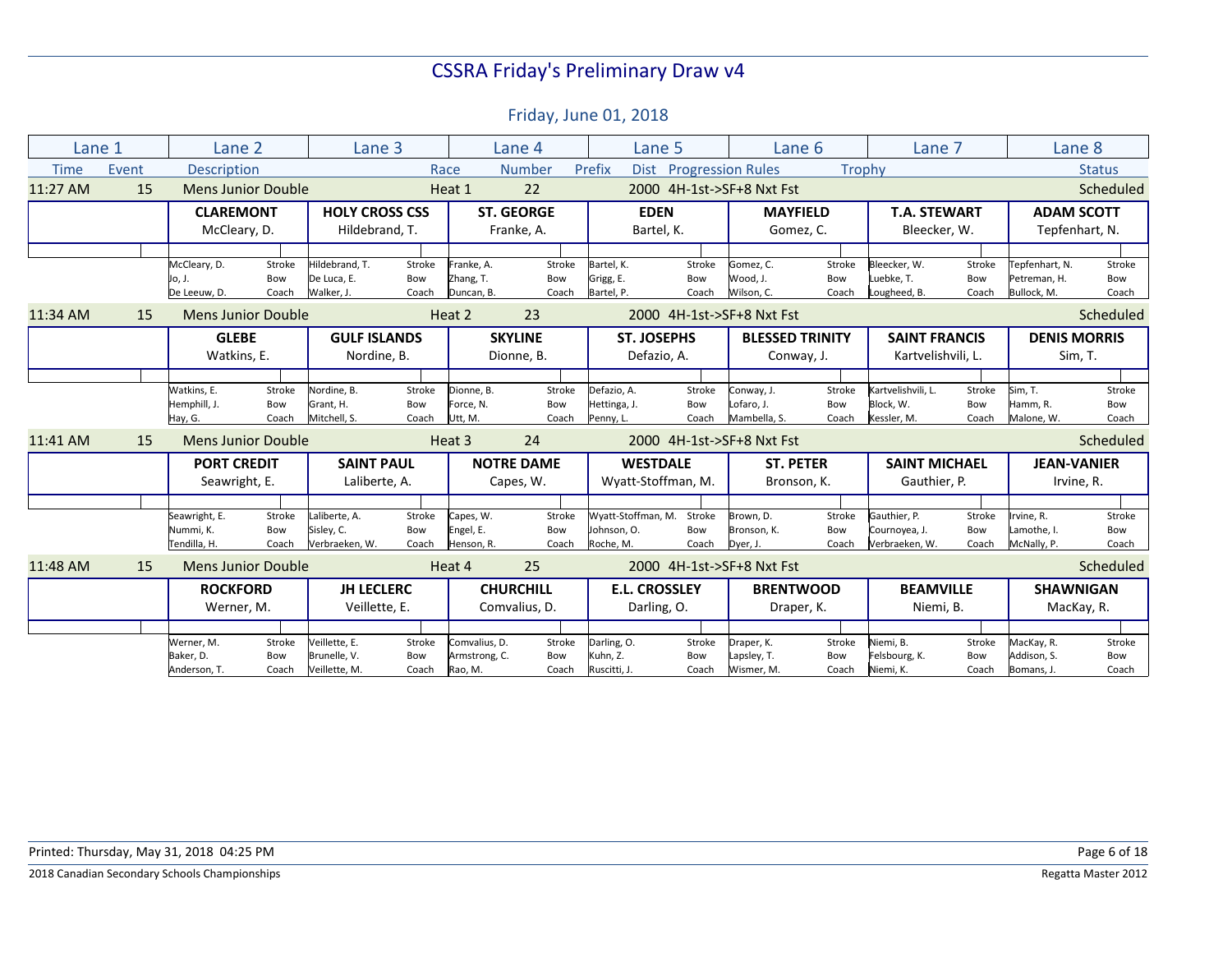# CSSRA Friday's Preliminary Draw v4

## Friday, June 01, 2018

| Lane 1 | Lane 2 | Lane 3 | Lane 4 | Lane 5 | Lane 6 | Lane 7 | Lane 8 |
|---|---|---|---|---|---|---|---|
| Time / Event | Description | Race | Number / Prefix | Dist / Progression Rules | | Trophy | Status |

### 11:27 AM — Event 15 — Mens Junior Double — Heat 1 — 22 — 2000 — 4H-1st->SF+8 Nxt Fst — Scheduled

| Lane 1 | Lane 2 | Lane 3 | Lane 4 | Lane 5 | Lane 6 | Lane 7 | Lane 8 |
|---|---|---|---|---|---|---|---|
| | **CLAREMONT** McCleary, D. | **HOLY CROSS CSS** Hildebrand, T. | **ST. GEORGE** Franke, A. | **EDEN** Bartel, K. | **MAYFIELD** Gomez, C. | **T.A. STEWART** Bleecker, W. | **ADAM SCOTT** Tepfenhart, N. |
| | McCleary, D. Stroke | Hildebrand, T. Stroke | Franke, A. Stroke | Bartel, K. Stroke | Gomez, C. Stroke | Bleecker, W. Stroke | Tepfenhart, N. Stroke |
| | Jo, J. Bow | De Luca, E. Bow | Zhang, T. Bow | Grigg, E. Bow | Wood, J. Bow | Luebke, T. Bow | Petreman, H. Bow |
| | De Leeuw, D. Coach | Walker, J. Coach | Duncan, B. Coach | Bartel, P. Coach | Wilson, C. Coach | Lougheed, B. Coach | Bullock, M. Coach |

### 11:34 AM — Event 15 — Mens Junior Double — Heat 2 — 23 — 2000 — 4H-1st->SF+8 Nxt Fst — Scheduled

| Lane 1 | Lane 2 | Lane 3 | Lane 4 | Lane 5 | Lane 6 | Lane 7 | Lane 8 |
|---|---|---|---|---|---|---|---|
| | **GLEBE** Watkins, E. | **GULF ISLANDS** Nordine, B. | **SKYLINE** Dionne, B. | **ST. JOSEPHS** Defazio, A. | **BLESSED TRINITY** Conway, J. | **SAINT FRANCIS** Kartvelishvili, L. | **DENIS MORRIS** Sim, T. |
| | Watkins, E. Stroke | Nordine, B. Stroke | Dionne, B. Stroke | Defazio, A. Stroke | Conway, J. Stroke | Kartvelishvili, L. Stroke | Sim, T. Stroke |
| | Hemphill, J. Bow | Grant, H. Bow | Force, N. Bow | Hettinga, J. Bow | Lofaro, J. Bow | Block, W. Bow | Hamm, R. Bow |
| | Hay, G. Coach | Mitchell, S. Coach | Utt, M. Coach | Penny, L. Coach | Mambella, S. Coach | Kessler, M. Coach | Malone, W. Coach |

### 11:41 AM — Event 15 — Mens Junior Double — Heat 3 — 24 — 2000 — 4H-1st->SF+8 Nxt Fst — Scheduled

| Lane 1 | Lane 2 | Lane 3 | Lane 4 | Lane 5 | Lane 6 | Lane 7 | Lane 8 |
|---|---|---|---|---|---|---|---|
| | **PORT CREDIT** Seawright, E. | **SAINT PAUL** Laliberte, A. | **NOTRE DAME** Capes, W. | **WESTDALE** Wyatt-Stoffman, M. | **ST. PETER** Bronson, K. | **SAINT MICHAEL** Gauthier, P. | **JEAN-VANIER** Irvine, R. |
| | Seawright, E. Stroke | Laliberte, A. Stroke | Capes, W. Stroke | Wyatt-Stoffman, M. Stroke | Brown, D. Stroke | Gauthier, P. Stroke | Irvine, R. Stroke |
| | Nummi, K. Bow | Sisley, C. Bow | Engel, E. Bow | Johnson, O. Bow | Bronson, K. Bow | Cournoyea, J. Bow | Lamothe, I. Bow |
| | Tendilla, H. Coach | Verbraeken, W. Coach | Henson, R. Coach | Roche, M. Coach | Dyer, J. Coach | Verbraeken, W. Coach | McNally, P. Coach |

### 11:48 AM — Event 15 — Mens Junior Double — Heat 4 — 25 — 2000 — 4H-1st->SF+8 Nxt Fst — Scheduled

| Lane 1 | Lane 2 | Lane 3 | Lane 4 | Lane 5 | Lane 6 | Lane 7 | Lane 8 |
|---|---|---|---|---|---|---|---|
| | **ROCKFORD** Werner, M. | **JH LECLERC** Veillette, E. | **CHURCHILL** Comvalius, D. | **E.L. CROSSLEY** Darling, O. | **BRENTWOOD** Draper, K. | **BEAMVILLE** Niemi, B. | **SHAWNIGAN** MacKay, R. |
| | Werner, M. Stroke | Veillette, E. Stroke | Comvalius, D. Stroke | Darling, O. Stroke | Draper, K. Stroke | Niemi, B. Stroke | MacKay, R. Stroke |
| | Baker, D. Bow | Brunelle, V. Bow | Armstrong, C. Bow | Kuhn, Z. Bow | Lapsley, T. Bow | Felsbourg, K. Bow | Addison, S. Bow |
| | Anderson, T. Coach | Veillette, M. Coach | Rao, M. Coach | Ruscitti, J. Coach | Wismer, M. Coach | Niemi, K. Coach | Bomans, J. Coach |

Printed: Thursday, May 31, 2018 04:25 PM

2018 Canadian Secondary Schools Championships — Regatta Master 2012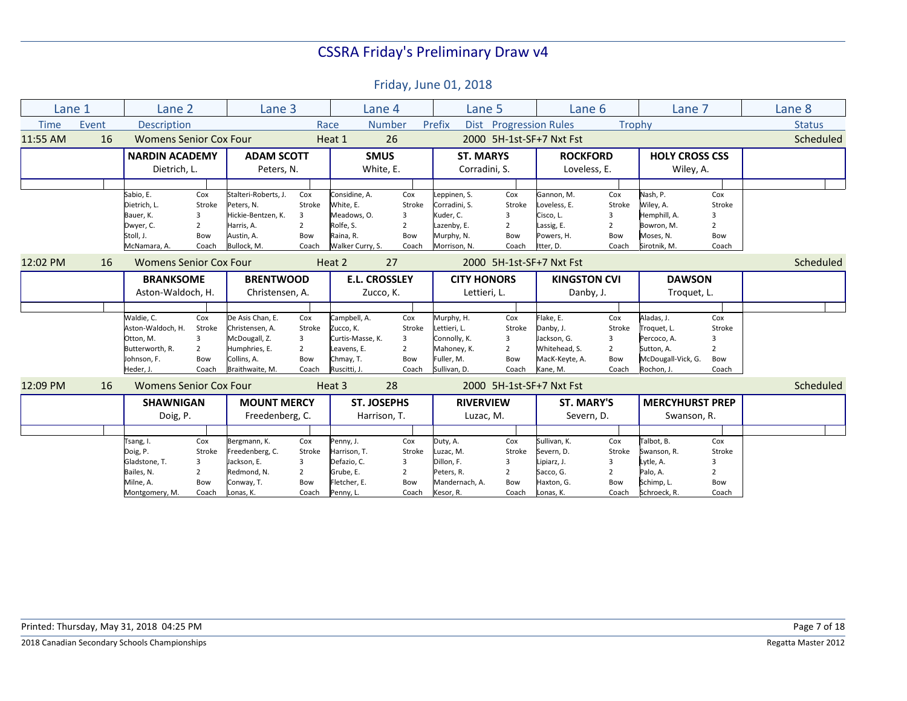# CSSRA Friday's Preliminary Draw v4

Friday, June 01, 2018

| Lane 1 | Lane 2 | Lane 3 | Lane 4 | Lane 5 | Lane 6 | Lane 7 | Lane 8 |
|---|---|---|---|---|---|---|---|
| Time / Event | Description | Race | Number / Prefix | Dist / Progression Rules | Trophy | | Status |

## 11:55 AM — Event 16 — Womens Senior Cox Four — Heat 1 — 26 — 2000 — 5H-1st-SF+7 Nxt Fst — Scheduled

| | Lane 2 | Lane 3 | Lane 4 | Lane 5 | Lane 6 | Lane 7 | Lane 8 |
|---|---|---|---|---|---|---|---|
| Crew | **NARDIN ACADEMY** Dietrich, L. | **ADAM SCOTT** Peters, N. | **SMUS** White, E. | **ST. MARYS** Corradini, S. | **ROCKFORD** Loveless, E. | **HOLY CROSS CSS** Wiley, A. | |
| Cox | Sabio, E. | Stalteri-Roberts, J. | Considine, A. | Leppinen, S. | Gannon, M. | Nash, P. | |
| Stroke | Dietrich, L. | Peters, N. | White, E. | Corradini, S. | Loveless, E. | Wiley, A. | |
| 3 | Bauer, K. | Hickie-Bentzen, K. | Meadows, O. | Kuder, C. | Cisco, L. | Hemphill, A. | |
| 2 | Dwyer, C. | Harris, A. | Rolfe, S. | Lazenby, E. | Lassig, E. | Bowron, M. | |
| Bow | Stoll, J. | Austin, A. | Raina, R. | Murphy, N. | Powers, H. | Moses, N. | |
| Coach | McNamara, A. | Bullock, M. | Walker Curry, S. | Morrison, N. | Itter, D. | Sirotnik, M. | |

## 12:02 PM — Event 16 — Womens Senior Cox Four — Heat 2 — 27 — 2000 — 5H-1st-SF+7 Nxt Fst — Scheduled

| | Lane 2 | Lane 3 | Lane 4 | Lane 5 | Lane 6 | Lane 7 | Lane 8 |
|---|---|---|---|---|---|---|---|
| Crew | **BRANKSOME** Aston-Waldoch, H. | **BRENTWOOD** Christensen, A. | **E.L. CROSSLEY** Zucco, K. | **CITY HONORS** Lettieri, L. | **KINGSTON CVI** Danby, J. | **DAWSON** Troquet, L. | |
| Cox | Waldie, C. | De Asis Chan, E. | Campbell, A. | Murphy, H. | Flake, E. | Aladas, J. | |
| Stroke | Aston-Waldoch, H. | Christensen, A. | Zucco, K. | Lettieri, L. | Danby, J. | Troquet, L. | |
| 3 | Otton, M. | McDougall, Z. | Curtis-Masse, K. | Connolly, K. | Jackson, G. | Percoco, A. | |
| 2 | Butterworth, R. | Humphries, E. | Leavens, E. | Mahoney, K. | Whitehead, S. | Sutton, A. | |
| Bow | Johnson, F. | Collins, A. | Chmay, T. | Fuller, M. | MacK-Keyte, A. | McDougall-Vick, G. | |
| Coach | Heder, J. | Braithwaite, M. | Ruscitti, J. | Sullivan, D. | Kane, M. | Rochon, J. | |

## 12:09 PM — Event 16 — Womens Senior Cox Four — Heat 3 — 28 — 2000 — 5H-1st-SF+7 Nxt Fst — Scheduled

| | Lane 2 | Lane 3 | Lane 4 | Lane 5 | Lane 6 | Lane 7 | Lane 8 |
|---|---|---|---|---|---|---|---|
| Crew | **SHAWNIGAN** Doig, P. | **MOUNT MERCY** Freedenberg, C. | **ST. JOSEPHS** Harrison, T. | **RIVERVIEW** Luzac, M. | **ST. MARY'S** Severn, D. | **MERCYHURST PREP** Swanson, R. | |
| Cox | Tsang, I. | Bergmann, K. | Penny, J. | Duty, A. | Sullivan, K. | Talbot, B. | |
| Stroke | Doig, P. | Freedenberg, C. | Harrison, T. | Luzac, M. | Severn, D. | Swanson, R. | |
| 3 | Gladstone, T. | Jackson, E. | Defazio, C. | Dillon, F. | Lipiarz, J. | Lytle, A. | |
| 2 | Bailes, N. | Redmond, N. | Grube, E. | Peters, R. | Sacco, G. | Palo, A. | |
| Bow | Milne, A. | Conway, T. | Fletcher, E. | Mandernach, A. | Haxton, G. | Schimp, L. | |
| Coach | Montgomery, M. | Lonas, K. | Penny, L. | Kesor, R. | Lonas, K. | Schroeck, R. | |

Printed: Thursday, May 31, 2018 04:25 PM

2018 Canadian Secondary Schools Championships — Regatta Master 2012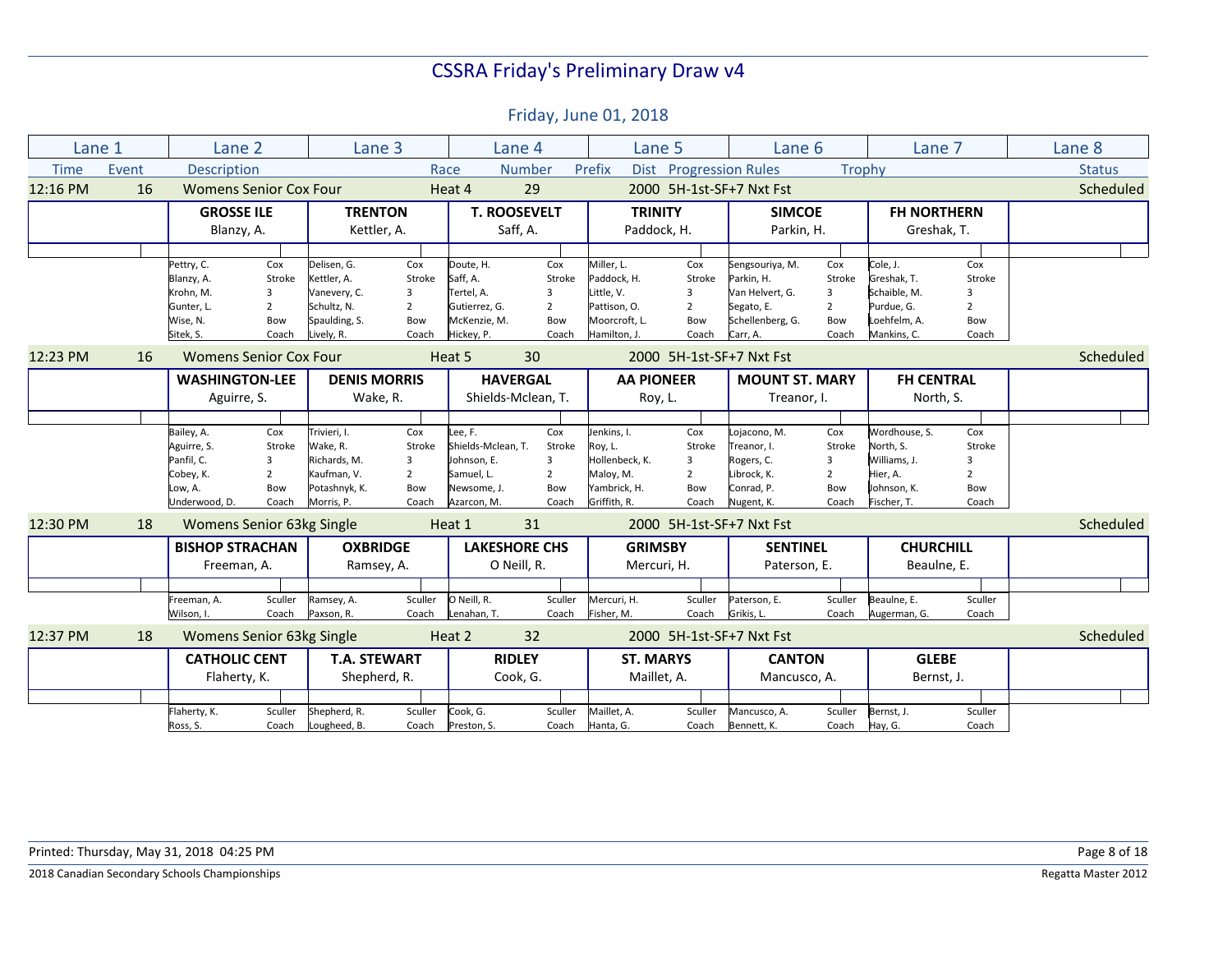# CSSRA Friday's Preliminary Draw v4

Friday, June 01, 2018

| Lane 1 | Lane 2 | Lane 3 | Lane 4 | Lane 5 | Lane 6 | Lane 7 | Lane 8 |
|---|---|---|---|---|---|---|---|
| Time / Event | Description | | Race / Number | Prefix / Dist / Progression Rules | | Trophy | Status |

## 12:16 PM — Event 16 — Womens Senior Cox Four — Heat 4 — Race 29 — 2000 5H-1st-SF+7 Nxt Fst — Scheduled

| Lane 1 | Lane 2 | Lane 3 | Lane 4 | Lane 5 | Lane 6 | Lane 7 | Lane 8 |
|---|---|---|---|---|---|---|---|
| | **GROSSE ILE** | **TRENTON** | **T. ROOSEVELT** | **TRINITY** | **SIMCOE** | **FH NORTHERN** | |
| | Blanzy, A. | Kettler, A. | Saff, A. | Paddock, H. | Parkin, H. | Greshak, T. | |
| | Pettry, C. — Cox | Delisen, G. — Cox | Doute, H. — Cox | Miller, L. — Cox | Sengsouriya, M. — Cox | Cole, J. — Cox | |
| | Blanzy, A. — Stroke | Kettler, A. — Stroke | Saff, A. — Stroke | Paddock, H. — Stroke | Parkin, H. — Stroke | Greshak, T. — Stroke | |
| | Krohn, M. — 3 | Vanevery, C. — 3 | Tertel, A. — 3 | Little, V. — 3 | Van Helvert, G. — 3 | Schaible, M. — 3 | |
| | Gunter, L. — 2 | Schultz, N. — 2 | Gutierrez, G. — 2 | Pattison, O. — 2 | Segato, E. — 2 | Purdue, G. — 2 | |
| | Wise, N. — Bow | Spaulding, S. — Bow | McKenzie, M. — Bow | Moorcroft, L. — Bow | Schellenberg, G. — Bow | Loehfelm, A. — Bow | |
| | Sitek, S. — Coach | Lively, R. — Coach | Hickey, P. — Coach | Hamilton, J. — Coach | Carr, A. — Coach | Mankins, C. — Coach | |

## 12:23 PM — Event 16 — Womens Senior Cox Four — Heat 5 — Race 30 — 2000 5H-1st-SF+7 Nxt Fst — Scheduled

| Lane 1 | Lane 2 | Lane 3 | Lane 4 | Lane 5 | Lane 6 | Lane 7 | Lane 8 |
|---|---|---|---|---|---|---|---|
| | **WASHINGTON-LEE** | **DENIS MORRIS** | **HAVERGAL** | **AA PIONEER** | **MOUNT ST. MARY** | **FH CENTRAL** | |
| | Aguirre, S. | Wake, R. | Shields-Mclean, T. | Roy, L. | Treanor, I. | North, S. | |
| | Bailey, A. — Cox | Trivieri, I. — Cox | Lee, F. — Cox | Jenkins, I. — Cox | Lojacono, M. — Cox | Wordhouse, S. — Cox | |
| | Aguirre, S. — Stroke | Wake, R. — Stroke | Shields-Mclean, T. — Stroke | Roy, L. — Stroke | Treanor, I. — Stroke | North, S. — Stroke | |
| | Panfil, C. — 3 | Richards, M. — 3 | Johnson, E. — 3 | Hollenbeck, K. — 3 | Rogers, C. — 3 | Williams, J. — 3 | |
| | Cobey, K. — 2 | Kaufman, V. — 2 | Samuel, L. — 2 | Maloy, M. — 2 | Librock, K. — 2 | Hier, A. — 2 | |
| | Low, A. — Bow | Potashnyk, K. — Bow | Newsome, J. — Bow | Yambrick, H. — Bow | Conrad, P. — Bow | Johnson, K. — Bow | |
| | Underwood, D. — Coach | Morris, P. — Coach | Azarcon, M. — Coach | Griffith, R. — Coach | Nugent, K. — Coach | Fischer, T. — Coach | |

## 12:30 PM — Event 18 — Womens Senior 63kg Single — Heat 1 — Race 31 — 2000 5H-1st-SF+7 Nxt Fst — Scheduled

| Lane 1 | Lane 2 | Lane 3 | Lane 4 | Lane 5 | Lane 6 | Lane 7 | Lane 8 |
|---|---|---|---|---|---|---|---|
| | **BISHOP STRACHAN** | **OXBRIDGE** | **LAKESHORE CHS** | **GRIMSBY** | **SENTINEL** | **CHURCHILL** | |
| | Freeman, A. | Ramsey, A. | O Neill, R. | Mercuri, H. | Paterson, E. | Beaulne, E. | |
| | Freeman, A. — Sculler | Ramsey, A. — Sculler | O Neill, R. — Sculler | Mercuri, H. — Sculler | Paterson, E. — Sculler | Beaulne, E. — Sculler | |
| | Wilson, I. — Coach | Paxson, R. — Coach | Lenahan, T. — Coach | Fisher, M. — Coach | Grikis, L. — Coach | Augerman, G. — Coach | |

## 12:37 PM — Event 18 — Womens Senior 63kg Single — Heat 2 — Race 32 — 2000 5H-1st-SF+7 Nxt Fst — Scheduled

| Lane 1 | Lane 2 | Lane 3 | Lane 4 | Lane 5 | Lane 6 | Lane 7 | Lane 8 |
|---|---|---|---|---|---|---|---|
| | **CATHOLIC CENT** | **T.A. STEWART** | **RIDLEY** | **ST. MARYS** | **CANTON** | **GLEBE** | |
| | Flaherty, K. | Shepherd, R. | Cook, G. | Maillet, A. | Mancusco, A. | Bernst, J. | |
| | Flaherty, K. — Sculler | Shepherd, R. — Sculler | Cook, G. — Sculler | Maillet, A. — Sculler | Mancusco, A. — Sculler | Bernst, J. — Sculler | |
| | Ross, S. — Coach | Lougheed, B. — Coach | Preston, S. — Coach | Hanta, G. — Coach | Bennett, K. — Coach | Hay, G. — Coach | |

Printed: Thursday, May 31, 2018 04:25 PM

2018 Canadian Secondary Schools Championships — Regatta Master 2012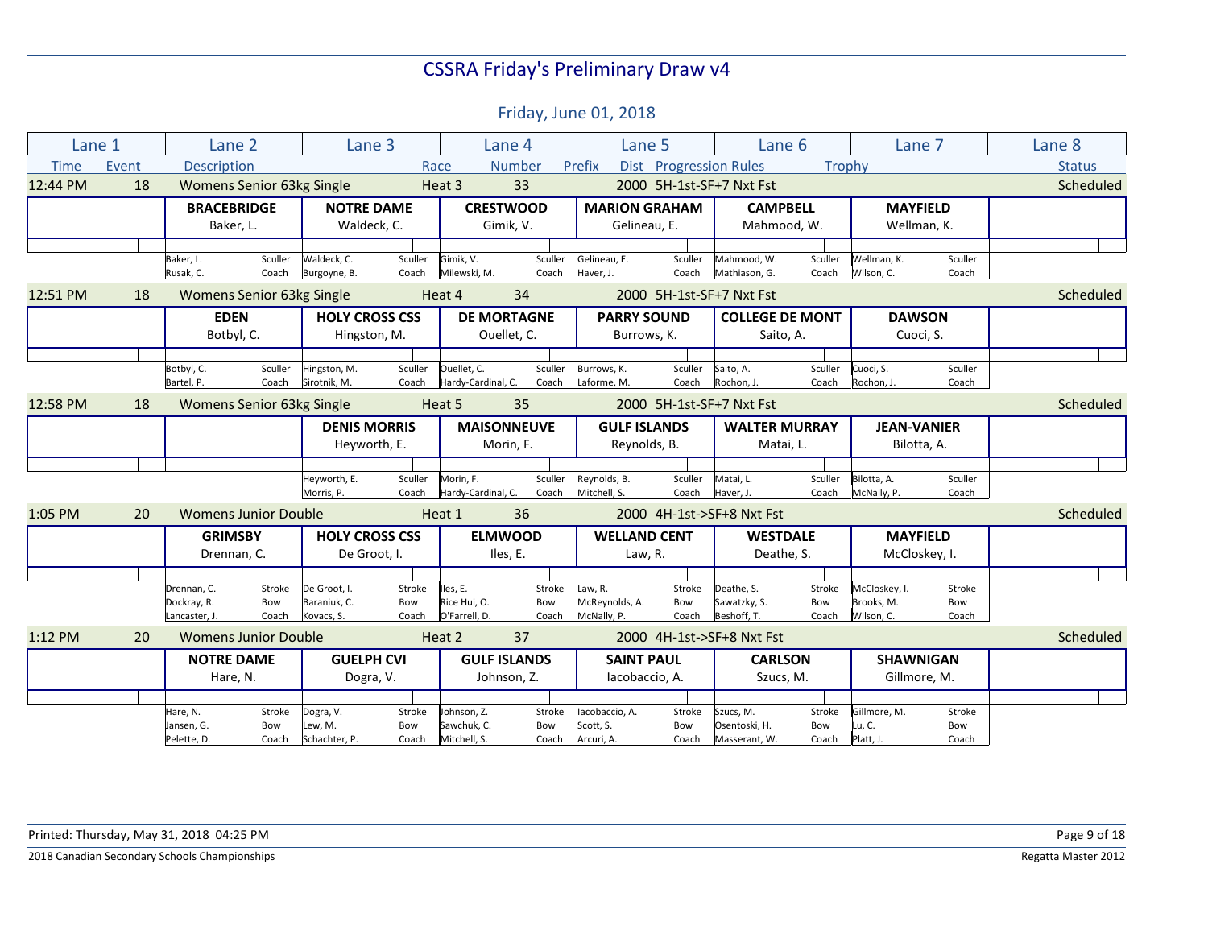# CSSRA Friday's Preliminary Draw v4

## Friday, June 01, 2018

| Time | Event | Description | Race | Number | Prefix | Dist | Progression Rules | Trophy | Status |
|---|---|---|---|---|---|---|---|---|---|
| 12:44 PM | 18 | Womens Senior 63kg Single | Heat 3 | 33 | | 2000 | 5H-1st-SF+7 Nxt Fst | | Scheduled |

| Lane 1 | Lane 2 | Lane 3 | Lane 4 | Lane 5 | Lane 6 | Lane 7 | Lane 8 |
|---|---|---|---|---|---|---|---|
| | **BRACEBRIDGE** Baker, L. | **NOTRE DAME** Waldeck, C. | **CRESTWOOD** Gimik, V. | **MARION GRAHAM** Gelineau, E. | **CAMPBELL** Mahmood, W. | **MAYFIELD** Wellman, K. | |
| | Baker, L. Sculler; Rusak, C. Coach | Waldeck, C. Sculler; Burgoyne, B. Coach | Gimik, V. Sculler; Milewski, M. Coach | Gelineau, E. Sculler; Haver, J. Coach | Mahmood, W. Sculler; Mathiason, G. Coach | Wellman, K. Sculler; Wilson, C. Coach | |

| Time | Event | Description | Race | Number | Prefix | Dist | Progression Rules | Trophy | Status |
|---|---|---|---|---|---|---|---|---|---|
| 12:51 PM | 18 | Womens Senior 63kg Single | Heat 4 | 34 | | 2000 | 5H-1st-SF+7 Nxt Fst | | Scheduled |

| Lane 1 | Lane 2 | Lane 3 | Lane 4 | Lane 5 | Lane 6 | Lane 7 | Lane 8 |
|---|---|---|---|---|---|---|---|
| | **EDEN** Botbyl, C. | **HOLY CROSS CSS** Hingston, M. | **DE MORTAGNE** Ouellet, C. | **PARRY SOUND** Burrows, K. | **COLLEGE DE MONT** Saito, A. | **DAWSON** Cuoci, S. | |
| | Botbyl, C. Sculler; Bartel, P. Coach | Hingston, M. Sculler; Sirotnik, M. Coach | Ouellet, C. Sculler; Hardy-Cardinal, C. Coach | Burrows, K. Sculler; Laforme, M. Coach | Saito, A. Sculler; Rochon, J. Coach | Cuoci, S. Sculler; Rochon, J. Coach | |

| Time | Event | Description | Race | Number | Prefix | Dist | Progression Rules | Trophy | Status |
|---|---|---|---|---|---|---|---|---|---|
| 12:58 PM | 18 | Womens Senior 63kg Single | Heat 5 | 35 | | 2000 | 5H-1st-SF+7 Nxt Fst | | Scheduled |

| Lane 1 | Lane 2 | Lane 3 | Lane 4 | Lane 5 | Lane 6 | Lane 7 | Lane 8 |
|---|---|---|---|---|---|---|---|
| | | **DENIS MORRIS** Heyworth, E. | **MAISONNEUVE** Morin, F. | **GULF ISLANDS** Reynolds, B. | **WALTER MURRAY** Matai, L. | **JEAN-VANIER** Bilotta, A. | |
| | | Heyworth, E. Sculler; Morris, P. Coach | Morin, F. Sculler; Hardy-Cardinal, C. Coach | Reynolds, B. Sculler; Mitchell, S. Coach | Matai, L. Sculler; Haver, J. Coach | Bilotta, A. Sculler; McNally, P. Coach | |

| Time | Event | Description | Race | Number | Prefix | Dist | Progression Rules | Trophy | Status |
|---|---|---|---|---|---|---|---|---|---|
| 1:05 PM | 20 | Womens Junior Double | Heat 1 | 36 | | 2000 | 4H-1st->SF+8 Nxt Fst | | Scheduled |

| Lane 1 | Lane 2 | Lane 3 | Lane 4 | Lane 5 | Lane 6 | Lane 7 | Lane 8 |
|---|---|---|---|---|---|---|---|
| | **GRIMSBY** Drennan, C. | **HOLY CROSS CSS** De Groot, I. | **ELMWOOD** Iles, E. | **WELLAND CENT** Law, R. | **WESTDALE** Deathe, S. | **MAYFIELD** McCloskey, I. | |
| | Drennan, C. Stroke; Dockray, R. Bow; Lancaster, J. Coach | De Groot, I. Stroke; Baraniuk, C. Bow; Kovacs, S. Coach | Iles, E. Stroke; Rice Hui, O. Bow; O'Farrell, D. Coach | Law, R. Stroke; McReynolds, A. Bow; McNally, P. Coach | Deathe, S. Stroke; Sawatzky, S. Bow; Beshoff, T. Coach | McCloskey, I. Stroke; Brooks, M. Bow; Wilson, C. Coach | |

| Time | Event | Description | Race | Number | Prefix | Dist | Progression Rules | Trophy | Status |
|---|---|---|---|---|---|---|---|---|---|
| 1:12 PM | 20 | Womens Junior Double | Heat 2 | 37 | | 2000 | 4H-1st->SF+8 Nxt Fst | | Scheduled |

| Lane 1 | Lane 2 | Lane 3 | Lane 4 | Lane 5 | Lane 6 | Lane 7 | Lane 8 |
|---|---|---|---|---|---|---|---|
| | **NOTRE DAME** Hare, N. | **GUELPH CVI** Dogra, V. | **GULF ISLANDS** Johnson, Z. | **SAINT PAUL** Iacobaccio, A. | **CARLSON** Szucs, M. | **SHAWNIGAN** Gillmore, M. | |
| | Hare, N. Stroke; Jansen, G. Bow; Pelette, D. Coach | Dogra, V. Stroke; Lew, M. Bow; Schachter, P. Coach | Johnson, Z. Stroke; Sawchuk, C. Bow; Mitchell, S. Coach | Iacobaccio, A. Stroke; Scott, S. Bow; Arcuri, A. Coach | Szucs, M. Stroke; Osentoski, H. Bow; Masserant, W. Coach | Gillmore, M. Stroke; Lu, C. Bow; Platt, J. Coach | |

Printed: Thursday, May 31, 2018 04:25 PM

2018 Canadian Secondary Schools Championships

Regatta Master 2012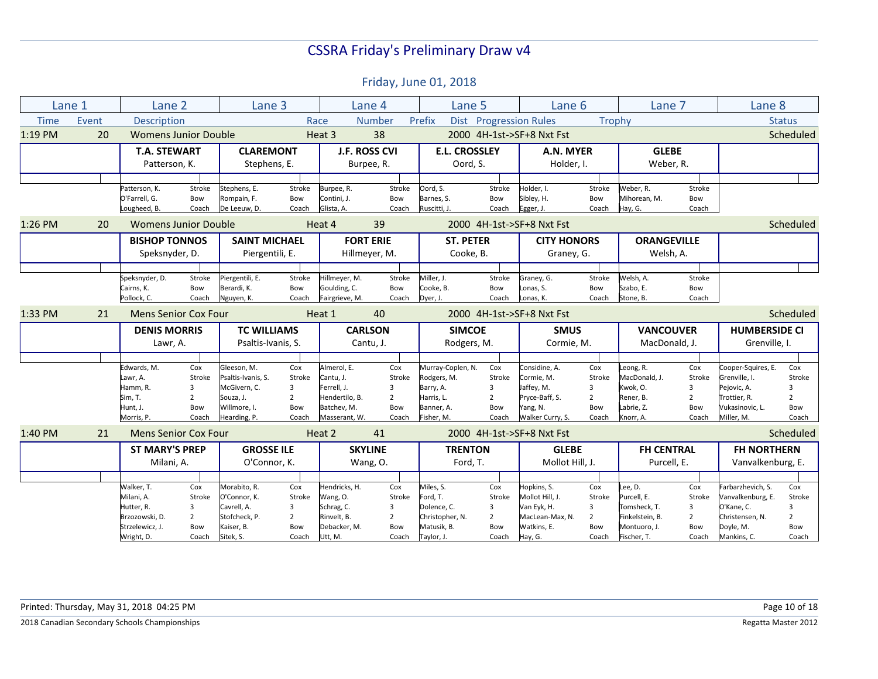# CSSRA Friday's Preliminary Draw v4

## Friday, June 01, 2018

| Time | Event | Description | Race | Number | Prefix | Dist | Progression Rules | Trophy | Status |
|---|---|---|---|---|---|---|---|---|---|
| 1:19 PM | 20 | Womens Junior Double | Heat 3 | 38 | | 2000 | 4H-1st->SF+8 Nxt Fst | | Scheduled |

| Lane 1 | Lane 2 | Lane 3 | Lane 4 | Lane 5 | Lane 6 | Lane 7 | Lane 8 |
|---|---|---|---|---|---|---|---|
| | **T.A. STEWART**<br>Patterson, K. | **CLAREMONT**<br>Stephens, E. | **J.F. ROSS CVI**<br>Burpee, R. | **E.L. CROSSLEY**<br>Oord, S. | **A.N. MYER**<br>Holder, I. | **GLEBE**<br>Weber, R. | |
| | Patterson, K. Stroke | Stephens, E. Stroke | Burpee, R. Stroke | Oord, S. Stroke | Holder, I. Stroke | Weber, R. Stroke | |
| | O'Farrell, G. Bow | Rompain, F. Bow | Contini, J. Bow | Barnes, S. Bow | Sibley, H. Bow | Mihorean, M. Bow | |
| | Lougheed, B. Coach | De Leeuw, D. Coach | Glista, A. Coach | Ruscitti, J. Coach | Egger, J. Coach | Hay, G. Coach | |

| Time | Event | Description | Race | Number | Prefix | Dist | Progression Rules | Trophy | Status |
|---|---|---|---|---|---|---|---|---|---|
| 1:26 PM | 20 | Womens Junior Double | Heat 4 | 39 | | 2000 | 4H-1st->SF+8 Nxt Fst | | Scheduled |

| Lane 1 | Lane 2 | Lane 3 | Lane 4 | Lane 5 | Lane 6 | Lane 7 | Lane 8 |
|---|---|---|---|---|---|---|---|
| | **BISHOP TONNOS**<br>Speksnyder, D. | **SAINT MICHAEL**<br>Piergentili, E. | **FORT ERIE**<br>Hillmeyer, M. | **ST. PETER**<br>Cooke, B. | **CITY HONORS**<br>Graney, G. | **ORANGEVILLE**<br>Welsh, A. | |
| | Speksnyder, D. Stroke | Piergentili, E. Stroke | Hillmeyer, M. Stroke | Miller, J. Stroke | Graney, G. Stroke | Welsh, A. Stroke | |
| | Cairns, K. Bow | Berardi, K. Bow | Goulding, C. Bow | Cooke, B. Bow | Lonas, S. Bow | Szabo, E. Bow | |
| | Pollock, C. Coach | Nguyen, K. Coach | Fairgrieve, M. Coach | Dyer, J. Coach | Lonas, K. Coach | Stone, B. Coach | |

| Time | Event | Description | Race | Number | Prefix | Dist | Progression Rules | Trophy | Status |
|---|---|---|---|---|---|---|---|---|---|
| 1:33 PM | 21 | Mens Senior Cox Four | Heat 1 | 40 | | 2000 | 4H-1st->SF+8 Nxt Fst | | Scheduled |

| Lane 1 | Lane 2 | Lane 3 | Lane 4 | Lane 5 | Lane 6 | Lane 7 | Lane 8 |
|---|---|---|---|---|---|---|---|
| | **DENIS MORRIS**<br>Lawr, A. | **TC WILLIAMS**<br>Psaltis-Ivanis, S. | **CARLSON**<br>Cantu, J. | **SIMCOE**<br>Rodgers, M. | **SMUS**<br>Cormie, M. | **VANCOUVER**<br>MacDonald, J. | **HUMBERSIDE CI**<br>Grenville, I. |
| | Edwards, M. Cox | Gleeson, M. Cox | Almerol, E. Cox | Murray-Coplen, N. Cox | Considine, A. Cox | Leong, R. Cox | Cooper-Squires, E. Cox |
| | Lawr, A. Stroke | Psaltis-Ivanis, S. Stroke | Cantu, J. Stroke | Rodgers, M. Stroke | Cormie, M. Stroke | MacDonald, J. Stroke | Grenville, I. Stroke |
| | Hamm, R. 3 | McGivern, C. 3 | Ferrell, J. 3 | Barry, A. 3 | Jaffey, M. 3 | Kwok, O. 3 | Pejovic, A. 3 |
| | Sim, T. 2 | Souza, J. 2 | Hendertilo, B. 2 | Harris, L. 2 | Pryce-Baff, S. 2 | Rener, B. 2 | Trottier, R. 2 |
| | Hunt, J. Bow | Willmore, I. Bow | Batchev, M. Bow | Banner, A. Bow | Yang, N. Bow | Labrie, Z. Bow | Vukasinovic, L. Bow |
| | Morris, P. Coach | Hearding, P. Coach | Masserant, W. Coach | Fisher, M. Coach | Walker Curry, S. Coach | Knorr, A. Coach | Miller, M. Coach |

| Time | Event | Description | Race | Number | Prefix | Dist | Progression Rules | Trophy | Status |
|---|---|---|---|---|---|---|---|---|---|
| 1:40 PM | 21 | Mens Senior Cox Four | Heat 2 | 41 | | 2000 | 4H-1st->SF+8 Nxt Fst | | Scheduled |

| Lane 1 | Lane 2 | Lane 3 | Lane 4 | Lane 5 | Lane 6 | Lane 7 | Lane 8 |
|---|---|---|---|---|---|---|---|
| | **ST MARY'S PREP**<br>Milani, A. | **GROSSE ILE**<br>O'Connor, K. | **SKYLINE**<br>Wang, O. | **TRENTON**<br>Ford, T. | **GLEBE**<br>Mollot Hill, J. | **FH CENTRAL**<br>Purcell, E. | **FH NORTHERN**<br>Vanvalkenburg, E. |
| | Walker, T. Cox | Morabito, R. Cox | Hendricks, H. Cox | Miles, S. Cox | Hopkins, S. Cox | Lee, D. Cox | Farbarzhevich, S. Cox |
| | Milani, A. Stroke | O'Connor, K. Stroke | Wang, O. Stroke | Ford, T. Stroke | Mollot Hill, J. Stroke | Purcell, E. Stroke | Vanvalkenburg, E. Stroke |
| | Hutter, R. 3 | Cavrell, A. 3 | Schrag, C. 3 | Dolence, C. 3 | Van Eyk, H. 3 | Tomsheck, T. 3 | O'Kane, C. 3 |
| | Brzozowski, D. 2 | Stofcheck, P. 2 | Rinvelt, B. 2 | Christopher, N. 2 | MacLean-Max, N. 2 | Finkelstein, B. 2 | Christensen, N. 2 |
| | Strzelewicz, J. Bow | Kaiser, B. Bow | Debacker, M. Bow | Matusik, B. Bow | Watkins, E. Bow | Montuoro, J. Bow | Doyle, M. Bow |
| | Wright, D. Coach | Sitek, S. Coach | Utt, M. Coach | Taylor, J. Coach | Hay, G. Coach | Fischer, T. Coach | Mankins, C. Coach |

Printed: Thursday, May 31, 2018 04:25 PM

2018 Canadian Secondary Schools Championships — Regatta Master 2012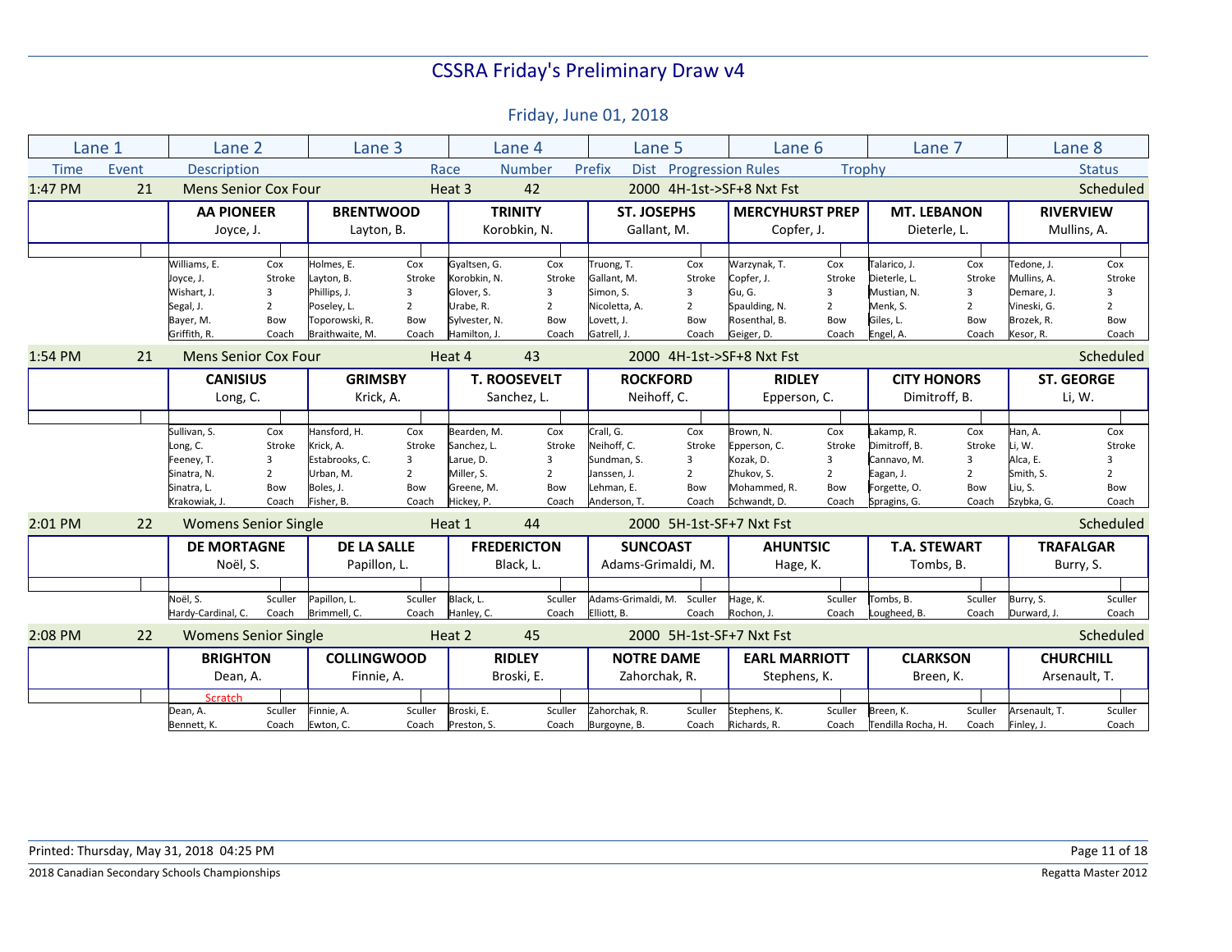# CSSRA Friday's Preliminary Draw v4

## Friday, June 01, 2018

| Lane 1 | Lane 2 | Lane 3 | Lane 4 | Lane 5 | Lane 6 | Lane 7 | Lane 8 |
|---|---|---|---|---|---|---|---|
| Time / Event | Description | Race | Number / Prefix | Dist / Progression Rules | Trophy | | Status |

### 1:47 PM — Event 21 — Mens Senior Cox Four — Heat 3 — 42 — 2000 4H-1st->SF+8 Nxt Fst — Scheduled

| | Lane 2 | Lane 3 | Lane 4 | Lane 5 | Lane 6 | Lane 7 | Lane 8 |
|---|---|---|---|---|---|---|---|
| Crew | **AA PIONEER** Joyce, J. | **BRENTWOOD** Layton, B. | **TRINITY** Korobkin, N. | **ST. JOSEPHS** Gallant, M. | **MERCYHURST PREP** Copfer, J. | **MT. LEBANON** Dieterle, L. | **RIVERVIEW** Mullins, A. |
| Cox | Williams, E. | Holmes, E. | Gyaltsen, G. | Truong, T. | Warzynak, T. | Talarico, J. | Tedone, J. |
| Stroke | Joyce, J. | Layton, B. | Korobkin, N. | Gallant, M. | Copfer, J. | Dieterle, L. | Mullins, A. |
| 3 | Wishart, J. | Phillips, J. | Glover, S. | Simon, S. | Gu, G. | Mustian, N. | Demare, J. |
| 2 | Segal, J. | Poseley, L. | Urabe, R. | Nicoletta, A. | Spaulding, N. | Menk, S. | Vineski, G. |
| Bow | Bayer, M. | Toporowski, R. | Sylvester, N. | Lovett, J. | Rosenthal, B. | Giles, L. | Brozek, R. |
| Coach | Griffith, R. | Braithwaite, M. | Hamilton, J. | Gatrell, J. | Geiger, D. | Engel, A. | Kesor, R. |

### 1:54 PM — Event 21 — Mens Senior Cox Four — Heat 4 — 43 — 2000 4H-1st->SF+8 Nxt Fst — Scheduled

| | Lane 2 | Lane 3 | Lane 4 | Lane 5 | Lane 6 | Lane 7 | Lane 8 |
|---|---|---|---|---|---|---|---|
| Crew | **CANISIUS** Long, C. | **GRIMSBY** Krick, A. | **T. ROOSEVELT** Sanchez, L. | **ROCKFORD** Neihoff, C. | **RIDLEY** Epperson, C. | **CITY HONORS** Dimitroff, B. | **ST. GEORGE** Li, W. |
| Cox | Sullivan, S. | Hansford, H. | Bearden, M. | Crall, G. | Brown, N. | Lakamp, R. | Han, A. |
| Stroke | Long, C. | Krick, A. | Sanchez, L. | Neihoff, C. | Epperson, C. | Dimitroff, B. | Li, W. |
| 3 | Feeney, T. | Estabrooks, C. | Larue, D. | Sundman, S. | Kozak, D. | Cannavo, M. | Alca, E. |
| 2 | Sinatra, N. | Urban, M. | Miller, S. | Janssen, J. | Zhukov, S. | Eagan, J. | Smith, S. |
| Bow | Sinatra, L. | Boles, J. | Greene, M. | Lehman, E. | Mohammed, R. | Forgette, O. | Liu, S. |
| Coach | Krakowiak, J. | Fisher, B. | Hickey, P. | Anderson, T. | Schwandt, D. | Spragins, G. | Szybka, G. |

### 2:01 PM — Event 22 — Womens Senior Single — Heat 1 — 44 — 2000 5H-1st-SF+7 Nxt Fst — Scheduled

| | Lane 2 | Lane 3 | Lane 4 | Lane 5 | Lane 6 | Lane 7 | Lane 8 |
|---|---|---|---|---|---|---|---|
| Crew | **DE MORTAGNE** Noël, S. | **DE LA SALLE** Papillon, L. | **FREDERICTON** Black, L. | **SUNCOAST** Adams-Grimaldi, M. | **AHUNTSIC** Hage, K. | **T.A. STEWART** Tombs, B. | **TRAFALGAR** Burry, S. |
| Sculler | Noël, S. | Papillon, L. | Black, L. | Adams-Grimaldi, M. | Hage, K. | Tombs, B. | Burry, S. |
| Coach | Hardy-Cardinal, C. | Brimmell, C. | Hanley, C. | Elliott, B. | Rochon, J. | Lougheed, B. | Durward, J. |

### 2:08 PM — Event 22 — Womens Senior Single — Heat 2 — 45 — 2000 5H-1st-SF+7 Nxt Fst — Scheduled

| | Lane 2 | Lane 3 | Lane 4 | Lane 5 | Lane 6 | Lane 7 | Lane 8 |
|---|---|---|---|---|---|---|---|
| Crew | **BRIGHTON** Dean, A. | **COLLINGWOOD** Finnie, A. | **RIDLEY** Broski, E. | **NOTRE DAME** Zahorchak, R. | **EARL MARRIOTT** Stephens, K. | **CLARKSON** Breen, K. | **CHURCHILL** Arsenault, T. |
| Status | Scratch | | | | | | |
| Sculler | Dean, A. | Finnie, A. | Broski, E. | Zahorchak, R. | Stephens, K. | Breen, K. | Arsenault, T. |
| Coach | Bennett, K. | Ewton, C. | Preston, S. | Burgoyne, B. | Richards, R. | Tendilla Rocha, H. | Finley, J. |

Printed: Thursday, May 31, 2018 04:25 PM

2018 Canadian Secondary Schools Championships — Regatta Master 2012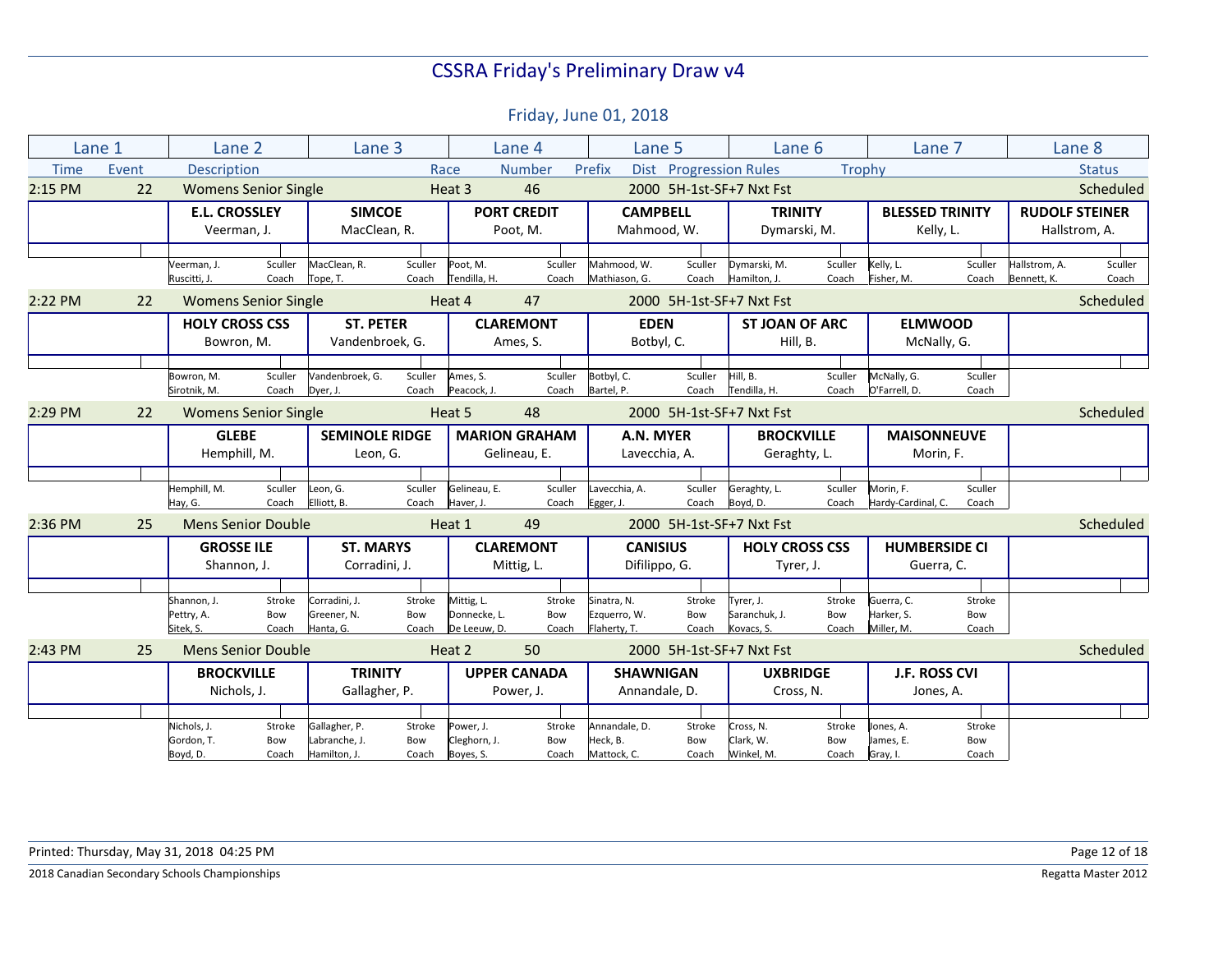# CSSRA Friday's Preliminary Draw v4

## Friday, June 01, 2018

| Lane 1 | Lane 2 | Lane 3 | Lane 4 | Lane 5 | Lane 6 | Lane 7 | Lane 8 |
|---|---|---|---|---|---|---|---|
| Time / Event | Description | Race | Number / Prefix | Dist / Progression Rules | | Trophy | Status |

### 2:15 PM — Event 22 — Womens Senior Single — Heat 3 — 46 — 2000 — 5H-1st-SF+7 Nxt Fst — Scheduled

| Lane 2 | Lane 3 | Lane 4 | Lane 5 | Lane 6 | Lane 7 | Lane 8 |
|---|---|---|---|---|---|---|
| **E.L. CROSSLEY** | **SIMCOE** | **PORT CREDIT** | **CAMPBELL** | **TRINITY** | **BLESSED TRINITY** | **RUDOLF STEINER** |
| Veerman, J. | MacClean, R. | Poot, M. | Mahmood, W. | Dymarski, M. | Kelly, L. | Hallstrom, A. |
| Veerman, J. Sculler | MacClean, R. Sculler | Poot, M. Sculler | Mahmood, W. Sculler | Dymarski, M. Sculler | Kelly, L. Sculler | Hallstrom, A. Sculler |
| Ruscitti, J. Coach | Tope, T. Coach | Tendilla, H. Coach | Mathiason, G. Coach | Hamilton, J. Coach | Fisher, M. Coach | Bennett, K. Coach |

### 2:22 PM — Event 22 — Womens Senior Single — Heat 4 — 47 — 2000 — 5H-1st-SF+7 Nxt Fst — Scheduled

| Lane 2 | Lane 3 | Lane 4 | Lane 5 | Lane 6 | Lane 7 | Lane 8 |
|---|---|---|---|---|---|---|
| **HOLY CROSS CSS** | **ST. PETER** | **CLAREMONT** | **EDEN** | **ST JOAN OF ARC** | **ELMWOOD** | |
| Bowron, M. | Vandenbroek, G. | Ames, S. | Botbyl, C. | Hill, B. | McNally, G. | |
| Bowron, M. Sculler | Vandenbroek, G. Sculler | Ames, S. Sculler | Botbyl, C. Sculler | Hill, B. Sculler | McNally, G. Sculler | |
| Sirotnik, M. Coach | Dyer, J. Coach | Peacock, J. Coach | Bartel, P. Coach | Tendilla, H. Coach | O'Farrell, D. Coach | |

### 2:29 PM — Event 22 — Womens Senior Single — Heat 5 — 48 — 2000 — 5H-1st-SF+7 Nxt Fst — Scheduled

| Lane 2 | Lane 3 | Lane 4 | Lane 5 | Lane 6 | Lane 7 | Lane 8 |
|---|---|---|---|---|---|---|
| **GLEBE** | **SEMINOLE RIDGE** | **MARION GRAHAM** | **A.N. MYER** | **BROCKVILLE** | **MAISONNEUVE** | |
| Hemphill, M. | Leon, G. | Gelineau, E. | Lavecchia, A. | Geraghty, L. | Morin, F. | |
| Hemphill, M. Sculler | Leon, G. Sculler | Gelineau, E. Sculler | Lavecchia, A. Sculler | Geraghty, L. Sculler | Morin, F. Sculler | |
| Hay, G. Coach | Elliott, B. Coach | Haver, J. Coach | Egger, J. Coach | Boyd, D. Coach | Hardy-Cardinal, C. Coach | |

### 2:36 PM — Event 25 — Mens Senior Double — Heat 1 — 49 — 2000 — 5H-1st-SF+7 Nxt Fst — Scheduled

| Lane 2 | Lane 3 | Lane 4 | Lane 5 | Lane 6 | Lane 7 | Lane 8 |
|---|---|---|---|---|---|---|
| **GROSSE ILE** | **ST. MARYS** | **CLAREMONT** | **CANISIUS** | **HOLY CROSS CSS** | **HUMBERSIDE CI** | |
| Shannon, J. | Corradini, J. | Mittig, L. | Difilippo, G. | Tyrer, J. | Guerra, C. | |
| Shannon, J. Stroke | Corradini, J. Stroke | Mittig, L. Stroke | Sinatra, N. Stroke | Tyrer, J. Stroke | Guerra, C. Stroke | |
| Pettry, A. Bow | Greener, N. Bow | Donnecke, L. Bow | Ezquerro, W. Bow | Saranchuk, J. Bow | Harker, S. Bow | |
| Sitek, S. Coach | Hanta, G. Coach | De Leeuw, D. Coach | Flaherty, T. Coach | Kovacs, S. Coach | Miller, M. Coach | |

### 2:43 PM — Event 25 — Mens Senior Double — Heat 2 — 50 — 2000 — 5H-1st-SF+7 Nxt Fst — Scheduled

| Lane 2 | Lane 3 | Lane 4 | Lane 5 | Lane 6 | Lane 7 | Lane 8 |
|---|---|---|---|---|---|---|
| **BROCKVILLE** | **TRINITY** | **UPPER CANADA** | **SHAWNIGAN** | **UXBRIDGE** | **J.F. ROSS CVI** | |
| Nichols, J. | Gallagher, P. | Power, J. | Annandale, D. | Cross, N. | Jones, A. | |
| Nichols, J. Stroke | Gallagher, P. Stroke | Power, J. Stroke | Annandale, D. Stroke | Cross, N. Stroke | Jones, A. Stroke | |
| Gordon, T. Bow | Labranche, J. Bow | Cleghorn, J. Bow | Heck, B. Bow | Clark, W. Bow | James, E. Bow | |
| Boyd, D. Coach | Hamilton, J. Coach | Boyes, S. Coach | Mattock, C. Coach | Winkel, M. Coach | Gray, I. Coach | |

Printed: Thursday, May 31, 2018 04:25 PM

2018 Canadian Secondary Schools Championships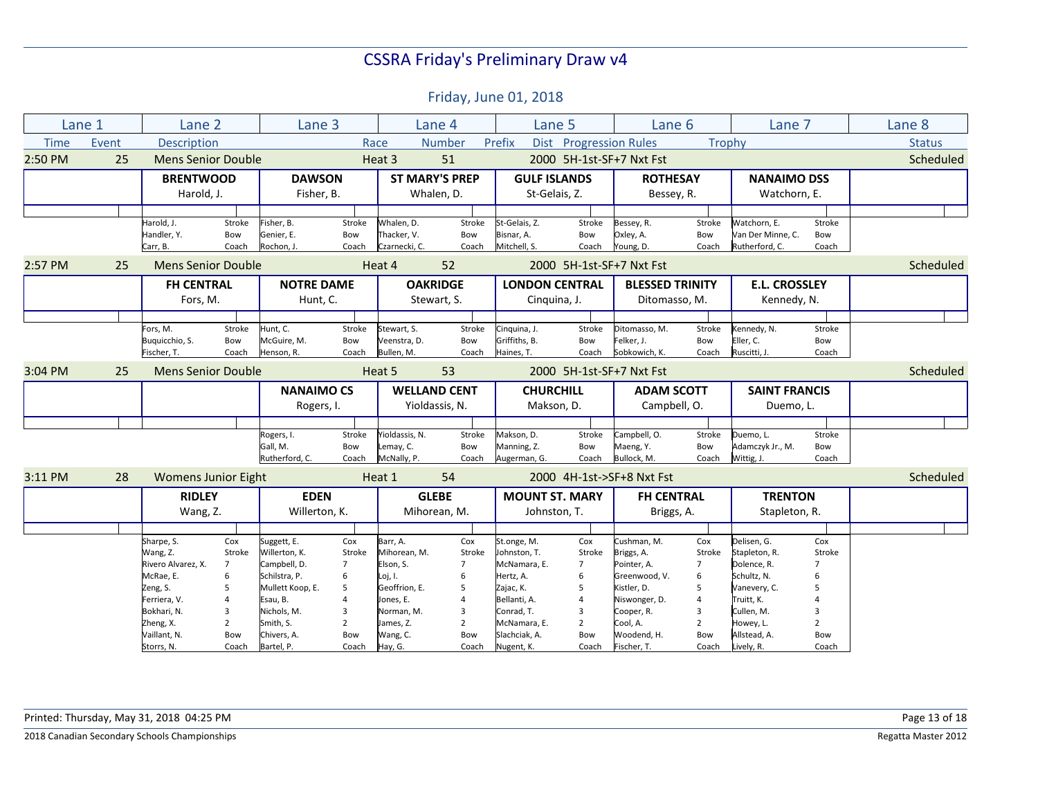# CSSRA Friday's Preliminary Draw v4

## Friday, June 01, 2018

| Lane 1 | Lane 2 | Lane 3 | Lane 4 | Lane 5 | Lane 6 | Lane 7 | Lane 8 |
|---|---|---|---|---|---|---|---|
| Time / Event | Description | Race | Number / Prefix | Dist / Progression Rules | | Trophy | Status |

### 2:50 PM — Event 25 — Mens Senior Double — Heat 3 — Race 51 — 2000 — 5H-1st-SF+7 Nxt Fst — Scheduled

| Lane 1 | Lane 2 | Lane 3 | Lane 4 | Lane 5 | Lane 6 | Lane 7 | Lane 8 |
|---|---|---|---|---|---|---|---|
| | **BRENTWOOD** | **DAWSON** | **ST MARY'S PREP** | **GULF ISLANDS** | **ROTHESAY** | **NANAIMO DSS** | |
| | Harold, J. | Fisher, B. | Whalen, D. | St-Gelais, Z. | Bessey, R. | Watchorn, E. | |
| | Harold, J. — Stroke | Fisher, B. — Stroke | Whalen, D. — Stroke | St-Gelais, Z. — Stroke | Bessey, R. — Stroke | Watchorn, E. — Stroke | |
| | Handler, Y. — Bow | Genier, E. — Bow | Thacker, V. — Bow | Bisnar, A. — Bow | Oxley, A. — Bow | Van Der Minne, C. — Bow | |
| | Carr, B. — Coach | Rochon, J. — Coach | Czarnecki, C. — Coach | Mitchell, S. — Coach | Young, D. — Coach | Rutherford, C. — Coach | |

### 2:57 PM — Event 25 — Mens Senior Double — Heat 4 — Race 52 — 2000 — 5H-1st-SF+7 Nxt Fst — Scheduled

| Lane 1 | Lane 2 | Lane 3 | Lane 4 | Lane 5 | Lane 6 | Lane 7 | Lane 8 |
|---|---|---|---|---|---|---|---|
| | **FH CENTRAL** | **NOTRE DAME** | **OAKRIDGE** | **LONDON CENTRAL** | **BLESSED TRINITY** | **E.L. CROSSLEY** | |
| | Fors, M. | Hunt, C. | Stewart, S. | Cinquina, J. | Ditomasso, M. | Kennedy, N. | |
| | Fors, M. — Stroke | Hunt, C. — Stroke | Stewart, S. — Stroke | Cinquina, J. — Stroke | Ditomasso, M. — Stroke | Kennedy, N. — Stroke | |
| | Buquicchio, S. — Bow | McGuire, M. — Bow | Veenstra, D. — Bow | Griffiths, B. — Bow | Felker, J. — Bow | Eller, C. — Bow | |
| | Fischer, T. — Coach | Henson, R. — Coach | Bullen, M. — Coach | Haines, T. — Coach | Sobkowich, K. — Coach | Ruscitti, J. — Coach | |

### 3:04 PM — Event 25 — Mens Senior Double — Heat 5 — Race 53 — 2000 — 5H-1st-SF+7 Nxt Fst — Scheduled

| Lane 1 | Lane 2 | Lane 3 | Lane 4 | Lane 5 | Lane 6 | Lane 7 | Lane 8 |
|---|---|---|---|---|---|---|---|
| | | **NANAIMO CS** | **WELLAND CENT** | **CHURCHILL** | **ADAM SCOTT** | **SAINT FRANCIS** | |
| | | Rogers, I. | Yioldassis, N. | Makson, D. | Campbell, O. | Duemo, L. | |
| | | Rogers, I. — Stroke | Yioldassis, N. — Stroke | Makson, D. — Stroke | Campbell, O. — Stroke | Duemo, L. — Stroke | |
| | | Gall, M. — Bow | Lemay, C. — Bow | Manning, Z. — Bow | Maeng, Y. — Bow | Adamczyk Jr., M. — Bow | |
| | | Rutherford, C. — Coach | McNally, P. — Coach | Augerman, G. — Coach | Bullock, M. — Coach | Wittig, J. — Coach | |

### 3:11 PM — Event 28 — Womens Junior Eight — Heat 1 — Race 54 — 2000 — 4H-1st->SF+8 Nxt Fst — Scheduled

| Lane 1 | Lane 2 | Lane 3 | Lane 4 | Lane 5 | Lane 6 | Lane 7 | Lane 8 |
|---|---|---|---|---|---|---|---|
| | **RIDLEY** | **EDEN** | **GLEBE** | **MOUNT ST. MARY** | **FH CENTRAL** | **TRENTON** | |
| | Wang, Z. | Willerton, K. | Mihorean, M. | Johnston, T. | Briggs, A. | Stapleton, R. | |
| | Sharpe, S. — Cox | Suggett, E. — Cox | Barr, A. — Cox | St.onge, M. — Cox | Cushman, M. — Cox | Delisen, G. — Cox | |
| | Wang, Z. — Stroke | Willerton, K. — Stroke | Mihorean, M. — Stroke | Johnston, T. — Stroke | Briggs, A. — Stroke | Stapleton, R. — Stroke | |
| | Rivero Alvarez, X. — 7 | Campbell, D. — 7 | Elson, S. — 7 | McNamara, E. — 7 | Pointer, A. — 7 | Dolence, R. — 7 | |
| | McRae, E. — 6 | Schilstra, P. — 6 | Loj, I. — 6 | Hertz, A. — 6 | Greenwood, V. — 6 | Schultz, N. — 6 | |
| | Zeng, S. — 5 | Mullett Koop, E. — 5 | Geoffrion, E. — 5 | Zajac, K. — 5 | Kistler, D. — 5 | Vanevery, C. — 5 | |
| | Ferriera, V. — 4 | Esau, B. — 4 | Jones, E. — 4 | Bellanti, A. — 4 | Niswonger, D. — 4 | Truitt, K. — 4 | |
| | Bokhari, N. — 3 | Nichols, M. — 3 | Norman, M. — 3 | Conrad, T. — 3 | Cooper, R. — 3 | Cullen, M. — 3 | |
| | Zheng, X. — 2 | Smith, S. — 2 | James, Z. — 2 | McNamara, E. — 2 | Cool, A. — 2 | Howey, L. — 2 | |
| | Vaillant, N. — Bow | Chivers, A. — Bow | Wang, C. — Bow | Slachciak, A. — Bow | Woodend, H. — Bow | Allstead, A. — Bow | |
| | Storrs, N. — Coach | Bartel, P. — Coach | Hay, G. — Coach | Nugent, K. — Coach | Fischer, T. — Coach | Lively, R. — Coach | |

Printed: Thursday, May 31, 2018 04:25 PM

2018 Canadian Secondary Schools Championships — Regatta Master 2012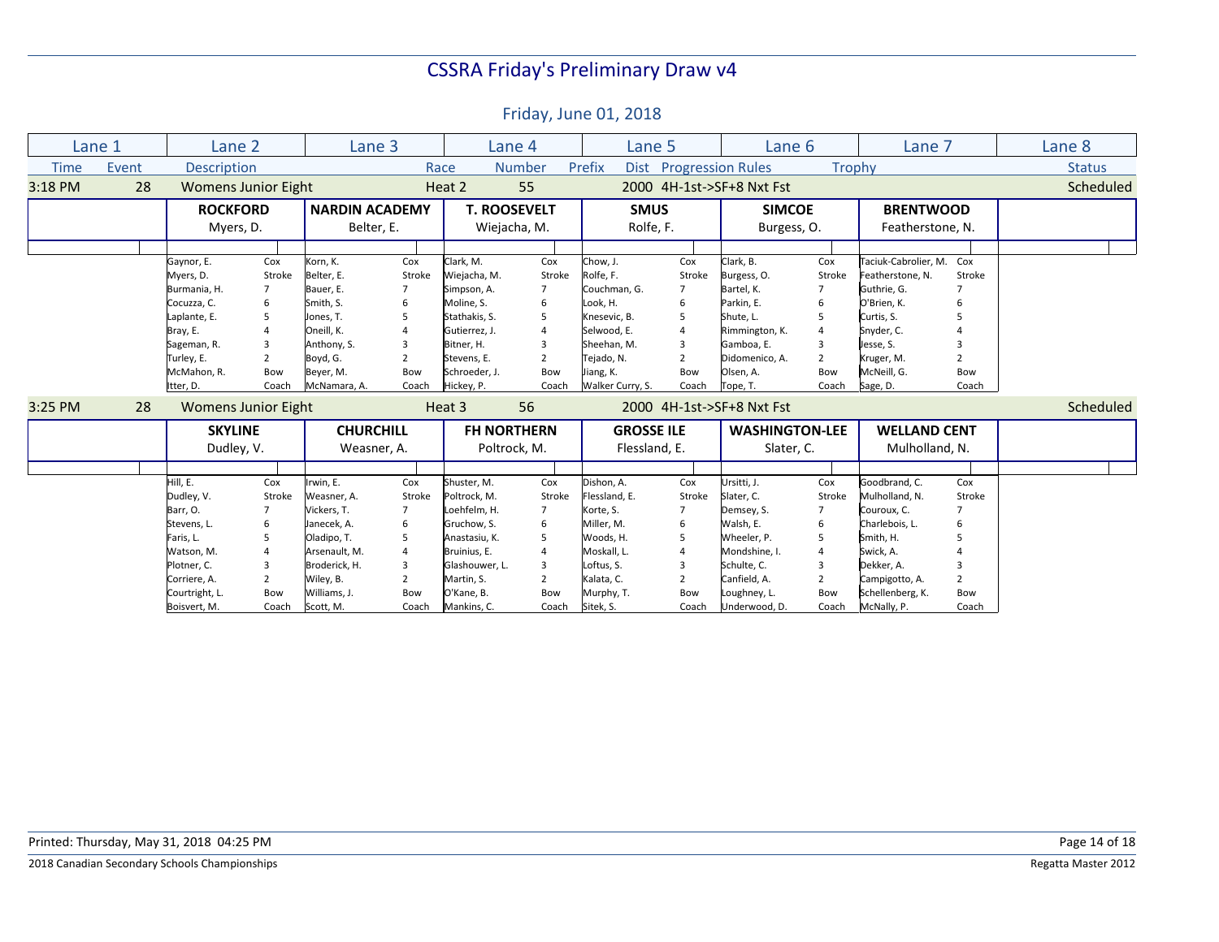# CSSRA Friday's Preliminary Draw v4

## Friday, June 01, 2018

| Lane 1 | Lane 2 | Lane 3 | Lane 4 | Lane 5 | Lane 6 | Lane 7 | Lane 8 |
|---|---|---|---|---|---|---|---|
| Time / Event | Description | Race | Number / Prefix | Dist / Progression Rules | | Trophy | Status |

### 3:18 PM — Event 28 — Womens Junior Eight — Heat 2 — 55 — 2000 — 4H-1st->SF+8 Nxt Fst — Scheduled

| Lane 1 | Lane 2 | Lane 3 | Lane 4 | Lane 5 | Lane 6 | Lane 7 | Lane 8 |
|---|---|---|---|---|---|---|---|
| | **ROCKFORD** | **NARDIN ACADEMY** | **T. ROOSEVELT** | **SMUS** | **SIMCOE** | **BRENTWOOD** | |
| | Myers, D. | Belter, E. | Wiejacha, M. | Rolfe, F. | Burgess, O. | Featherstone, N. | |
| Cox | Gaynor, E. | Korn, K. | Clark, M. | Chow, J. | Clark, B. | Taciuk-Cabrolier, M. | |
| Stroke | Myers, D. | Belter, E. | Wiejacha, M. | Rolfe, F. | Burgess, O. | Featherstone, N. | |
| 7 | Burmania, H. | Bauer, E. | Simpson, A. | Couchman, G. | Bartel, K. | Guthrie, G. | |
| 6 | Cocuzza, C. | Smith, S. | Moline, S. | Look, H. | Parkin, E. | O'Brien, K. | |
| 5 | Laplante, E. | Jones, T. | Stathakis, S. | Knesevic, B. | Shute, L. | Curtis, S. | |
| 4 | Bray, E. | Oneill, K. | Gutierrez, J. | Selwood, E. | Rimmington, K. | Snyder, C. | |
| 3 | Sageman, R. | Anthony, S. | Bitner, H. | Sheehan, M. | Gamboa, E. | Jesse, S. | |
| 2 | Turley, E. | Boyd, G. | Stevens, E. | Tejado, N. | Didomenico, A. | Kruger, M. | |
| Bow | McMahon, R. | Beyer, M. | Schroeder, J. | Jiang, K. | Olsen, A. | McNeill, G. | |
| Coach | Itter, D. | McNamara, A. | Hickey, P. | Walker Curry, S. | Tope, T. | Sage, D. | |

### 3:25 PM — Event 28 — Womens Junior Eight — Heat 3 — 56 — 2000 — 4H-1st->SF+8 Nxt Fst — Scheduled

| Lane 1 | Lane 2 | Lane 3 | Lane 4 | Lane 5 | Lane 6 | Lane 7 | Lane 8 |
|---|---|---|---|---|---|---|---|
| | **SKYLINE** | **CHURCHILL** | **FH NORTHERN** | **GROSSE ILE** | **WASHINGTON-LEE** | **WELLAND CENT** | |
| | Dudley, V. | Weasner, A. | Poltrock, M. | Flessland, E. | Slater, C. | Mulholland, N. | |
| Cox | Hill, E. | Irwin, E. | Shuster, M. | Dishon, A. | Ursitti, J. | Goodbrand, C. | |
| Stroke | Dudley, V. | Weasner, A. | Poltrock, M. | Flessland, E. | Slater, C. | Mulholland, N. | |
| 7 | Barr, O. | Vickers, T. | Loehfelm, H. | Korte, S. | Demsey, S. | Couroux, C. | |
| 6 | Stevens, L. | Janecek, A. | Gruchow, S. | Miller, M. | Walsh, E. | Charlebois, L. | |
| 5 | Faris, L. | Oladipo, T. | Anastasiu, K. | Woods, H. | Wheeler, P. | Smith, H. | |
| 4 | Watson, M. | Arsenault, M. | Bruinius, E. | Moskall, L. | Mondshine, I. | Swick, A. | |
| 3 | Plotner, C. | Broderick, H. | Glashouwer, L. | Loftus, S. | Schulte, C. | Dekker, A. | |
| 2 | Corriere, A. | Wiley, B. | Martin, S. | Kalata, C. | Canfield, A. | Campigotto, A. | |
| Bow | Courtright, L. | Williams, J. | O'Kane, B. | Murphy, T. | Loughney, L. | Schellenberg, K. | |
| Coach | Boisvert, M. | Scott, M. | Mankins, C. | Sitek, S. | Underwood, D. | McNally, P. | |

Printed: Thursday, May 31, 2018 04:25 PM

2018 Canadian Secondary Schools Championships — Regatta Master 2012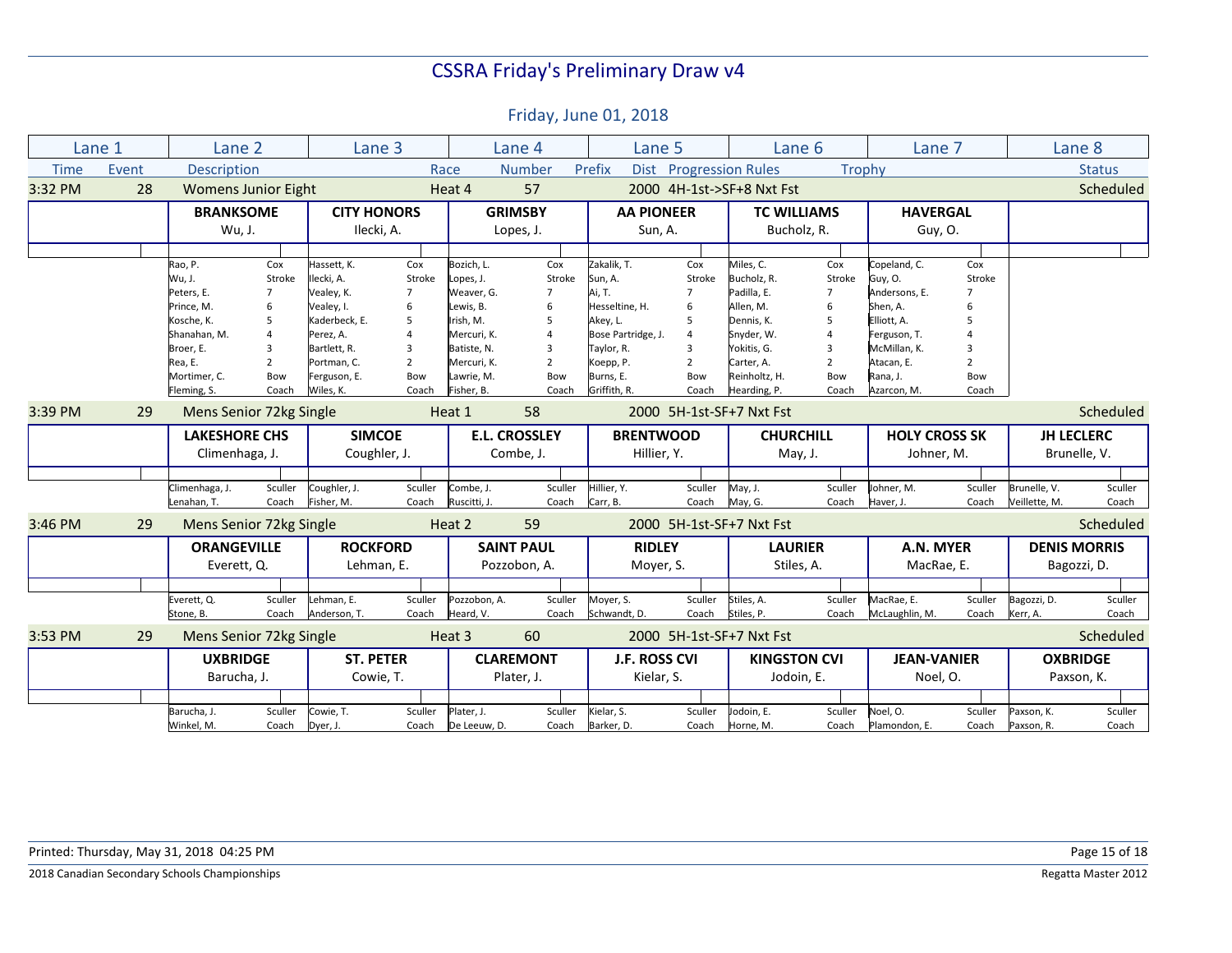# CSSRA Friday's Preliminary Draw v4

Friday, June 01, 2018

| Lane 1 | Lane 2 | Lane 3 | Lane 4 | Lane 5 | Lane 6 | Lane 7 | Lane 8 |
|---|---|---|---|---|---|---|---|
| Time / Event | Description | Race | Number / Prefix | Dist / Progression Rules | Trophy | | Status |

## 3:32 PM — Event 28 — Womens Junior Eight — Heat 4 — 57 — 2000 4H-1st->SF+8 Nxt Fst — Scheduled

| Lane 1 | Lane 2 | Lane 3 | Lane 4 | Lane 5 | Lane 6 | Lane 7 | Lane 8 |
|---|---|---|---|---|---|---|---|
| | **BRANKSOME** Wu, J. | **CITY HONORS** Ilecki, A. | **GRIMSBY** Lopes, J. | **AA PIONEER** Sun, A. | **TC WILLIAMS** Bucholz, R. | **HAVERGAL** Guy, O. | |
| Cox | Rao, P. | Hassett, K. | Bozich, L. | Zakalik, T. | Miles, C. | Copeland, C. | |
| Stroke | Wu, J. | Ilecki, A. | Lopes, J. | Sun, A. | Bucholz, R. | Guy, O. | |
| 7 | Peters, E. | Vealey, K. | Weaver, G. | Ai, T. | Padilla, E. | Andersons, E. | |
| 6 | Prince, M. | Vealey, I. | Lewis, B. | Hesseltine, H. | Allen, M. | Shen, A. | |
| 5 | Kosche, K. | Kaderbeck, E. | Irish, M. | Akey, L. | Dennis, K. | Elliott, A. | |
| 4 | Shanahan, M. | Perez, A. | Mercuri, K. | Bose Partridge, J. | Snyder, W. | Ferguson, T. | |
| 3 | Broer, E. | Bartlett, R. | Batiste, N. | Taylor, R. | Yokitis, G. | McMillan, K. | |
| 2 | Rea, E. | Portman, C. | Mercuri, K. | Koepp, P. | Carter, A. | Atacan, E. | |
| Bow | Mortimer, C. | Ferguson, E. | Lawrie, M. | Burns, E. | Reinholtz, H. | Rana, J. | |
| Coach | Fleming, S. | Wiles, K. | Fisher, B. | Griffith, R. | Hearding, P. | Azarcon, M. | |

## 3:39 PM — Event 29 — Mens Senior 72kg Single — Heat 1 — 58 — 2000 5H-1st-SF+7 Nxt Fst — Scheduled

| Lane 1 | Lane 2 | Lane 3 | Lane 4 | Lane 5 | Lane 6 | Lane 7 | Lane 8 |
|---|---|---|---|---|---|---|---|
| | **LAKESHORE CHS** Climenhaga, J. | **SIMCOE** Coughler, J. | **E.L. CROSSLEY** Combe, J. | **BRENTWOOD** Hillier, Y. | **CHURCHILL** May, J. | **HOLY CROSS SK** Johner, M. | **JH LECLERC** Brunelle, V. |
| Sculler | Climenhaga, J. | Coughler, J. | Combe, J. | Hillier, Y. | May, J. | Johner, M. | Brunelle, V. |
| Coach | Lenahan, T. | Fisher, M. | Ruscitti, J. | Carr, B. | May, G. | Haver, J. | Veillette, M. |

## 3:46 PM — Event 29 — Mens Senior 72kg Single — Heat 2 — 59 — 2000 5H-1st-SF+7 Nxt Fst — Scheduled

| Lane 1 | Lane 2 | Lane 3 | Lane 4 | Lane 5 | Lane 6 | Lane 7 | Lane 8 |
|---|---|---|---|---|---|---|---|
| | **ORANGEVILLE** Everett, Q. | **ROCKFORD** Lehman, E. | **SAINT PAUL** Pozzobon, A. | **RIDLEY** Moyer, S. | **LAURIER** Stiles, A. | **A.N. MYER** MacRae, E. | **DENIS MORRIS** Bagozzi, D. |
| Sculler | Everett, Q. | Lehman, E. | Pozzobon, A. | Moyer, S. | Stiles, A. | MacRae, E. | Bagozzi, D. |
| Coach | Stone, B. | Anderson, T. | Heard, V. | Schwandt, D. | Stiles, P. | McLaughlin, M. | Kerr, A. |

## 3:53 PM — Event 29 — Mens Senior 72kg Single — Heat 3 — 60 — 2000 5H-1st-SF+7 Nxt Fst — Scheduled

| Lane 1 | Lane 2 | Lane 3 | Lane 4 | Lane 5 | Lane 6 | Lane 7 | Lane 8 |
|---|---|---|---|---|---|---|---|
| | **UXBRIDGE** Barucha, J. | **ST. PETER** Cowie, T. | **CLAREMONT** Plater, J. | **J.F. ROSS CVI** Kielar, S. | **KINGSTON CVI** Jodoin, E. | **JEAN-VANIER** Noel, O. | **OXBRIDGE** Paxson, K. |
| Sculler | Barucha, J. | Cowie, T. | Plater, J. | Kielar, S. | Jodoin, E. | Noel, O. | Paxson, K. |
| Coach | Winkel, M. | Dyer, J. | De Leeuw, D. | Barker, D. | Horne, M. | Plamondon, E. | Paxson, R. |

Printed: Thursday, May 31, 2018 04:25 PM

2018 Canadian Secondary Schools Championships — Regatta Master 2012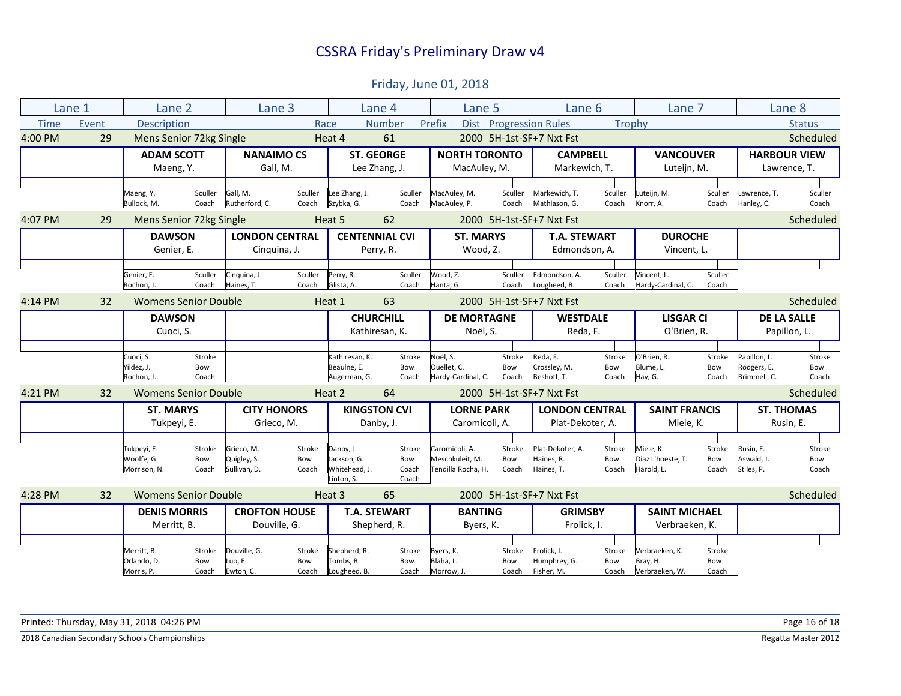# CSSRA Friday's Preliminary Draw v4

## Friday, June 01, 2018

| Time | Event | Description | Race | Number | Dist | Progression Rules | Status |
|---|---|---|---|---|---|---|---|
| 4:00 PM | 29 | Mens Senior 72kg Single | Heat 4 | 61 | 2000 | 5H-1st-SF+7 Nxt Fst | Scheduled |

| Lane 1 | Lane 2 | Lane 3 | Lane 4 | Lane 5 | Lane 6 | Lane 7 | Lane 8 |
|---|---|---|---|---|---|---|---|
| | **ADAM SCOTT** | **NANAIMO CS** | **ST. GEORGE** | **NORTH TORONTO** | **CAMPBELL** | **VANCOUVER** | **HARBOUR VIEW** |
| | Maeng, Y. | Gall, M. | Lee Zhang, J. | MacAuley, M. | Markewich, T. | Luteijn, M. | Lawrence, T. |
| | Maeng, Y. Sculler | Gall, M. Sculler | Lee Zhang, J. Sculler | MacAuley, M. Sculler | Markewich, T. Sculler | Luteijn, M. Sculler | Lawrence, T. Sculler |
| | Bullock, M. Coach | Rutherford, C. Coach | Szybka, G. Coach | MacAuley, P. Coach | Mathiason, G. Coach | Knorr, A. Coach | Hanley, C. Coach |

| Time | Event | Description | Race | Number | Dist | Progression Rules | Status |
|---|---|---|---|---|---|---|---|
| 4:07 PM | 29 | Mens Senior 72kg Single | Heat 5 | 62 | 2000 | 5H-1st-SF+7 Nxt Fst | Scheduled |

| Lane 1 | Lane 2 | Lane 3 | Lane 4 | Lane 5 | Lane 6 | Lane 7 | Lane 8 |
|---|---|---|---|---|---|---|---|
| | **DAWSON** | **LONDON CENTRAL** | **CENTENNIAL CVI** | **ST. MARYS** | **T.A. STEWART** | **DUROCHE** | |
| | Genier, E. | Cinquina, J. | Perry, R. | Wood, Z. | Edmondson, A. | Vincent, L. | |
| | Genier, E. Sculler | Cinquina, J. Sculler | Perry, R. Sculler | Wood, Z. Sculler | Edmondson, A. Sculler | Vincent, L. Sculler | |
| | Rochon, J. Coach | Haines, T. Coach | Glista, A. Coach | Hanta, G. Coach | Lougheed, B. Coach | Hardy-Cardinal, C. Coach | |

| Time | Event | Description | Race | Number | Dist | Progression Rules | Status |
|---|---|---|---|---|---|---|---|
| 4:14 PM | 32 | Womens Senior Double | Heat 1 | 63 | 2000 | 5H-1st-SF+7 Nxt Fst | Scheduled |

| Lane 1 | Lane 2 | Lane 3 | Lane 4 | Lane 5 | Lane 6 | Lane 7 | Lane 8 |
|---|---|---|---|---|---|---|---|
| | **DAWSON** | | **CHURCHILL** | **DE MORTAGNE** | **WESTDALE** | **LISGAR CI** | **DE LA SALLE** |
| | Cuoci, S. | | Kathiresan, K. | Noël, S. | Reda, F. | O'Brien, R. | Papillon, L. |
| | Cuoci, S. Stroke | | Kathiresan, K. Stroke | Noël, S. Stroke | Reda, F. Stroke | O'Brien, R. Stroke | Papillon, L. Stroke |
| | Yildez, J. Bow | | Beaulne, E. Bow | Ouellet, C. Bow | Crossley, M. Bow | Blume, L. Bow | Rodgers, E. Bow |
| | Rochon, J. Coach | | Augerman, G. Coach | Hardy-Cardinal, C. Coach | Beshoff, T. Coach | Hay, G. Coach | Brimmell, C. Coach |

| Time | Event | Description | Race | Number | Dist | Progression Rules | Status |
|---|---|---|---|---|---|---|---|
| 4:21 PM | 32 | Womens Senior Double | Heat 2 | 64 | 2000 | 5H-1st-SF+7 Nxt Fst | Scheduled |

| Lane 1 | Lane 2 | Lane 3 | Lane 4 | Lane 5 | Lane 6 | Lane 7 | Lane 8 |
|---|---|---|---|---|---|---|---|
| | **ST. MARYS** | **CITY HONORS** | **KINGSTON CVI** | **LORNE PARK** | **LONDON CENTRAL** | **SAINT FRANCIS** | **ST. THOMAS** |
| | Tukpeyi, E. | Grieco, M. | Danby, J. | Caromicoli, A. | Plat-Dekoter, A. | Miele, K. | Rusin, E. |
| | Tukpeyi, E. Stroke | Grieco, M. Stroke | Danby, J. Stroke | Caromicoli, A. Stroke | Plat-Dekoter, A. Stroke | Miele, K. Stroke | Rusin, E. Stroke |
| | Woolfe, G. Bow | Quigley, S. Bow | Jackson, G. Bow | Meschkuleit, M. Bow | Haines, R. Bow | Diaz L'hoeste, T. Bow | Aswald, J. Bow |
| | Morrison, N. Coach | Sullivan, D. Coach | Whitehead, J. Coach | Tendilla Rocha, H. Coach | Haines, T. Coach | Harold, L. Coach | Stiles, P. Coach |
| | | | Linton, S. Coach | | | | |

| Time | Event | Description | Race | Number | Dist | Progression Rules | Status |
|---|---|---|---|---|---|---|---|
| 4:28 PM | 32 | Womens Senior Double | Heat 3 | 65 | 2000 | 5H-1st-SF+7 Nxt Fst | Scheduled |

| Lane 1 | Lane 2 | Lane 3 | Lane 4 | Lane 5 | Lane 6 | Lane 7 | Lane 8 |
|---|---|---|---|---|---|---|---|
| | **DENIS MORRIS** | **CROFTON HOUSE** | **T.A. STEWART** | **BANTING** | **GRIMSBY** | **SAINT MICHAEL** | |
| | Merritt, B. | Douville, G. | Shepherd, R. | Byers, K. | Frolick, I. | Verbraeken, K. | |
| | Merritt, B. Stroke | Douville, G. Stroke | Shepherd, R. Stroke | Byers, K. Stroke | Frolick, I. Stroke | Verbraeken, K. Stroke | |
| | Orlando, D. Bow | Luo, E. Bow | Tombs, B. Bow | Blaha, L. Bow | Humphrey, G. Bow | Bray, H. Bow | |
| | Morris, P. Coach | Ewton, C. Coach | Lougheed, B. Coach | Morrow, J. Coach | Fisher, M. Coach | Verbraeken, W. Coach | |

Printed: Thursday, May 31, 2018 04:26 PM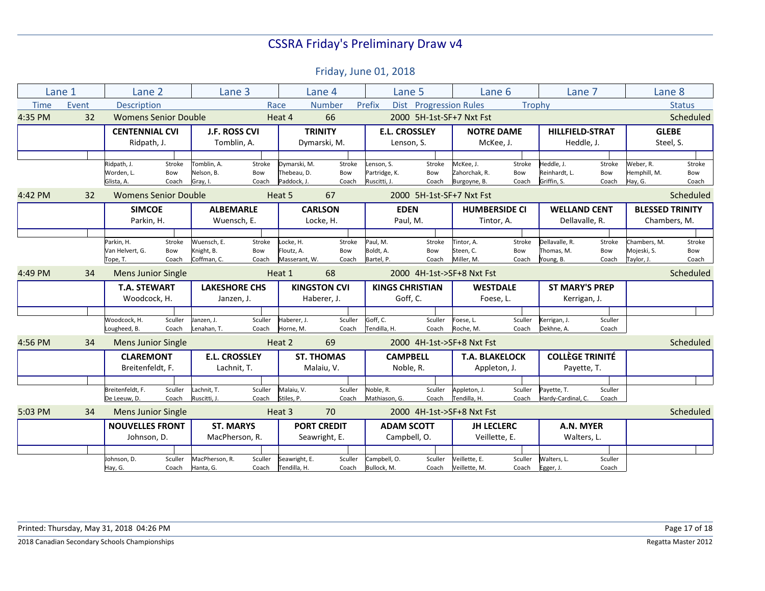# CSSRA Friday's Preliminary Draw v4

## Friday, June 01, 2018

| Lane 1 | Lane 2 | Lane 3 | Lane 4 | Lane 5 | Lane 6 | Lane 7 | Lane 8 |
|---|---|---|---|---|---|---|---|
| Time / Event | Description | Race | Number / Prefix | Dist / Progression Rules | | Trophy | Status |

### 4:35 PM — Event 32 — Womens Senior Double — Heat 4 — Race 66 — 2000 — 5H-1st-SF+7 Nxt Fst — Scheduled

| Lane 2 | Lane 3 | Lane 4 | Lane 5 | Lane 6 | Lane 7 | Lane 8 |
|---|---|---|---|---|---|---|
| **CENTENNIAL CVI** | **J.F. ROSS CVI** | **TRINITY** | **E.L. CROSSLEY** | **NOTRE DAME** | **HILLFIELD-STRAT** | **GLEBE** |
| Ridpath, J. | Tomblin, A. | Dymarski, M. | Lenson, S. | McKee, J. | Heddle, J. | Steel, S. |
| Ridpath, J. Stroke | Tomblin, A. Stroke | Dymarski, M. Stroke | Lenson, S. Stroke | McKee, J. Stroke | Heddle, J. Stroke | Weber, R. Stroke |
| Worden, L. Bow | Nelson, B. Bow | Thebeau, D. Bow | Partridge, K. Bow | Zahorchak, R. Bow | Reinhardt, L. Bow | Hemphill, M. Bow |
| Glista, A. Coach | Gray, I. Coach | Paddock, J. Coach | Ruscitti, J. Coach | Burgoyne, B. Coach | Griffin, S. Coach | Hay, G. Coach |

### 4:42 PM — Event 32 — Womens Senior Double — Heat 5 — Race 67 — 2000 — 5H-1st-SF+7 Nxt Fst — Scheduled

| Lane 2 | Lane 3 | Lane 4 | Lane 5 | Lane 6 | Lane 7 | Lane 8 |
|---|---|---|---|---|---|---|
| **SIMCOE** | **ALBEMARLE** | **CARLSON** | **EDEN** | **HUMBERSIDE CI** | **WELLAND CENT** | **BLESSED TRINITY** |
| Parkin, H. | Wuensch, E. | Locke, H. | Paul, M. | Tintor, A. | Dellavalle, R. | Chambers, M. |
| Parkin, H. Stroke | Wuensch, E. Stroke | Locke, H. Stroke | Paul, M. Stroke | Tintor, A. Stroke | Dellavalle, R. Stroke | Chambers, M. Stroke |
| Van Helvert, G. Bow | Knight, B. Bow | Floutz, A. Bow | Boldt, A. Bow | Steen, C. Bow | Thomas, M. Bow | Mojeski, S. Bow |
| Tope, T. Coach | Coffman, C. Coach | Masserant, W. Coach | Bartel, P. Coach | Miller, M. Coach | Young, B. Coach | Taylor, J. Coach |

### 4:49 PM — Event 34 — Mens Junior Single — Heat 1 — Race 68 — 2000 — 4H-1st->SF+8 Nxt Fst — Scheduled

| Lane 2 | Lane 3 | Lane 4 | Lane 5 | Lane 6 | Lane 7 | Lane 8 |
|---|---|---|---|---|---|---|
| **T.A. STEWART** | **LAKESHORE CHS** | **KINGSTON CVI** | **KINGS CHRISTIAN** | **WESTDALE** | **ST MARY'S PREP** | |
| Woodcock, H. | Janzen, J. | Haberer, J. | Goff, C. | Foese, L. | Kerrigan, J. | |
| Woodcock, H. Sculler | Janzen, J. Sculler | Haberer, J. Sculler | Goff, C. Sculler | Foese, L. Sculler | Kerrigan, J. Sculler | |
| Lougheed, B. Coach | Lenahan, T. Coach | Horne, M. Coach | Tendilla, H. Coach | Roche, M. Coach | Dekhne, A. Coach | |

### 4:56 PM — Event 34 — Mens Junior Single — Heat 2 — Race 69 — 2000 — 4H-1st->SF+8 Nxt Fst — Scheduled

| Lane 2 | Lane 3 | Lane 4 | Lane 5 | Lane 6 | Lane 7 | Lane 8 |
|---|---|---|---|---|---|---|
| **CLAREMONT** | **E.L. CROSSLEY** | **ST. THOMAS** | **CAMPBELL** | **T.A. BLAKELOCK** | **COLLÈGE TRINITÉ** | |
| Breitenfeldt, F. | Lachnit, T. | Malaiu, V. | Noble, R. | Appleton, J. | Payette, T. | |
| Breitenfeldt, F. Sculler | Lachnit, T. Sculler | Malaiu, V. Sculler | Noble, R. Sculler | Appleton, J. Sculler | Payette, T. Sculler | |
| De Leeuw, D. Coach | Ruscitti, J. Coach | Stiles, P. Coach | Mathiason, G. Coach | Tendilla, H. Coach | Hardy-Cardinal, C. Coach | |

### 5:03 PM — Event 34 — Mens Junior Single — Heat 3 — Race 70 — 2000 — 4H-1st->SF+8 Nxt Fst — Scheduled

| Lane 2 | Lane 3 | Lane 4 | Lane 5 | Lane 6 | Lane 7 | Lane 8 |
|---|---|---|---|---|---|---|
| **NOUVELLES FRONT** | **ST. MARYS** | **PORT CREDIT** | **ADAM SCOTT** | **JH LECLERC** | **A.N. MYER** | |
| Johnson, D. | MacPherson, R. | Seawright, E. | Campbell, O. | Veillette, E. | Walters, L. | |
| Johnson, D. Sculler | MacPherson, R. Sculler | Seawright, E. Sculler | Campbell, O. Sculler | Veillette, E. Sculler | Walters, L. Sculler | |
| Hay, G. Coach | Hanta, G. Coach | Tendilla, H. Coach | Bullock, M. Coach | Veillette, M. Coach | Egger, J. Coach | |

Printed: Thursday, May 31, 2018 04:26 PM

2018 Canadian Secondary Schools Championships — Regatta Master 2012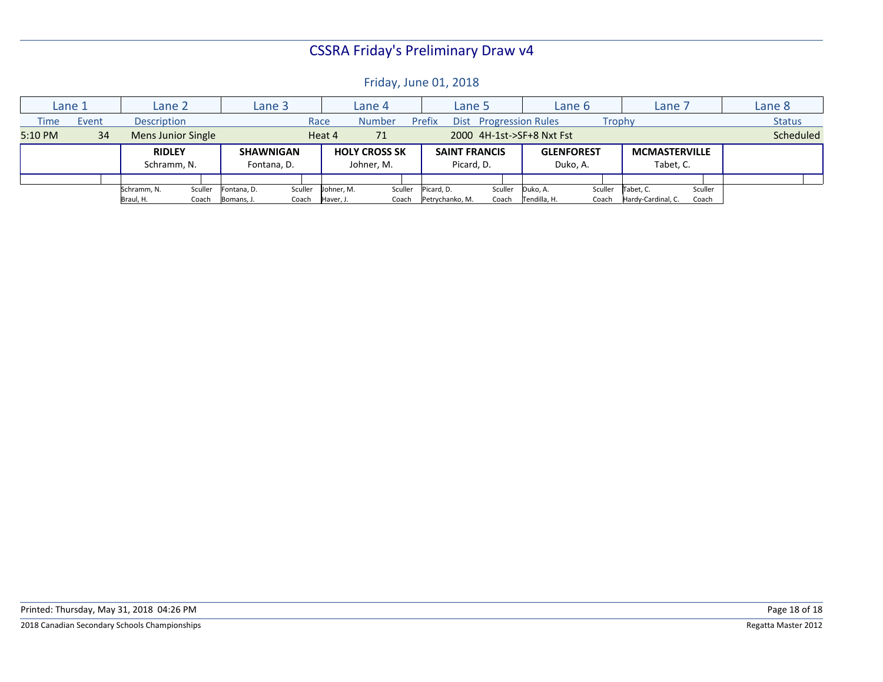# CSSRA Friday's Preliminary Draw v4

Friday, June 01, 2018

| Lane 1 | Lane 2 | Lane 3 | Lane 4 | Lane 5 | Lane 6 | Lane 7 | Lane 8 |
|---|---|---|---|---|---|---|---|
| | **RIDLEY**<br>Schramm, N. | **SHAWNIGAN**<br>Fontana, D. | **HOLY CROSS SK**<br>Johner, M. | **SAINT FRANCIS**<br>Picard, D. | **GLENFOREST**<br>Duko, A. | **MCMASTERVILLE**<br>Tabet, C. | |

| Time | Event | Description | Race | Number | Prefix | Dist | Progression Rules | Trophy | Status |
|---|---|---|---|---|---|---|---|---|---|
| 5:10 PM | 34 | Mens Junior Single | Heat 4 | 71 | | 2000 | 4H-1st->SF+8 Nxt Fst | | Scheduled |

| Lane 2 | | Lane 3 | | Lane 4 | | Lane 5 | | Lane 6 | | Lane 7 | |
|---|---|---|---|---|---|---|---|---|---|---|---|
| Schramm, N. | Sculler | Fontana, D. | Sculler | Johner, M. | Sculler | Picard, D. | Sculler | Duko, A. | Sculler | Tabet, C. | Sculler |
| Braul, H. | Coach | Bomans, J. | Coach | Haver, J. | Coach | Petrychanko, M. | Coach | Tendilla, H. | Coach | Hardy-Cardinal, C. | Coach |

Printed: Thursday, May 31, 2018 04:26 PM

2018 Canadian Secondary Schools Championships

Regatta Master 2012